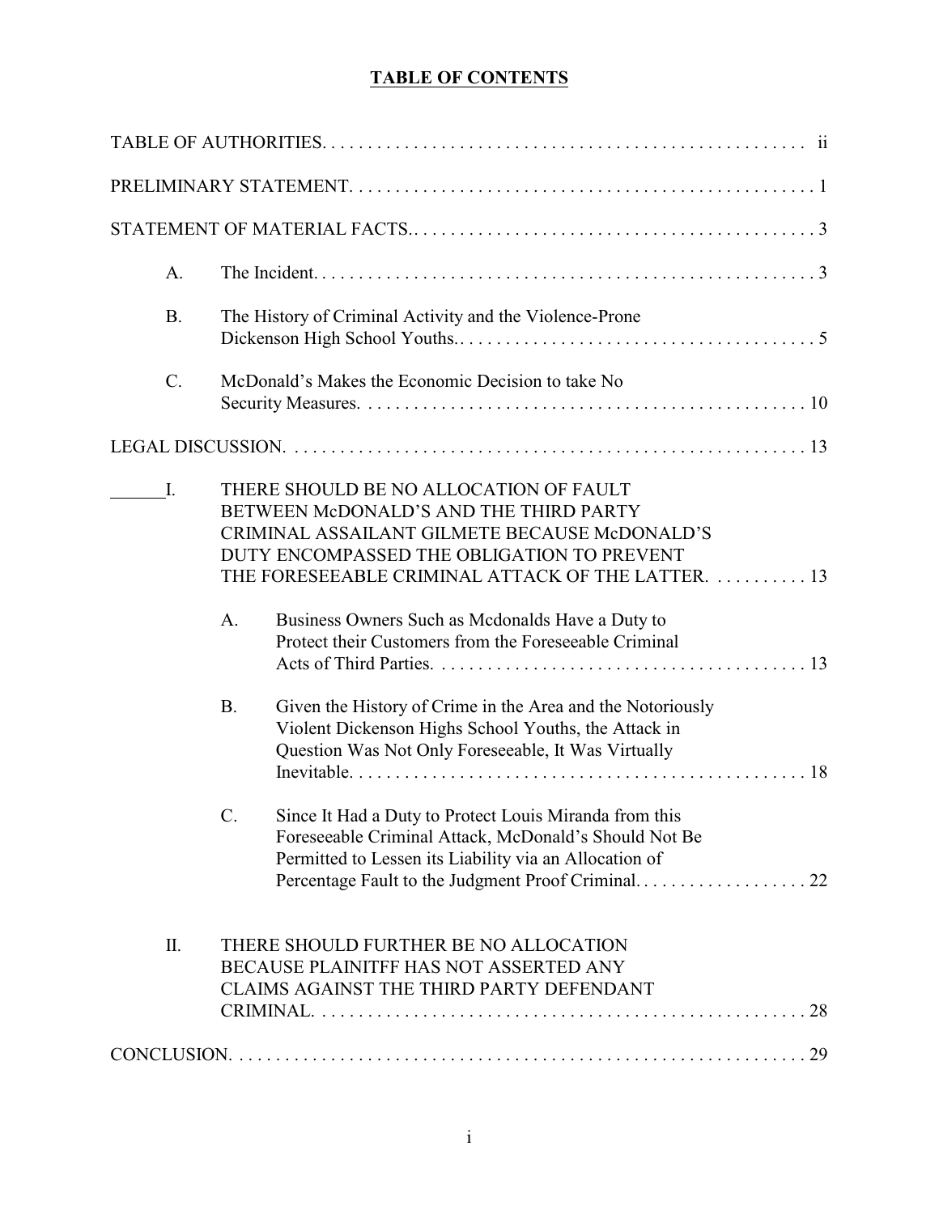# TABLE OF CONTENTS

TABLE OF AUTHORITIES. . . . . . . . . . . . . . . . . . . . . . . . . . . . . . . . . . . . . . . . . . . . . . . . . . . . . ii

PRELIMINARY STATEMENT. . . . . . . . . . . . . . . . . . . . . . . . . . . . . . . . . . . . . . . . . . . . . . . . . . . 1

STATEMENT OF MATERIAL FACTS.. . . . . . . . . . . . . . . . . . . . . . . . . . . . . . . . . . . . . . . . . . . . 3

- A. The Incident. . . . . . . . . . . . . . . . . . . . . . . . . . . . . . . . . . . . . . . . . . . . . . . . . . . . . . . . 3
- B. The History of Criminal Activity and the Violence-Prone Dickenson High School Youths.. . . . . . . . . . . . . . . . . . . . . . . . . . . . . . . . . . . . . . . 5
- C. McDonald's Makes the Economic Decision to take No Security Measures. . . . . . . . . . . . . . . . . . . . . . . . . . . . . . . . . . . . . . . . . . . . . . . . . 10

LEGAL DISCUSSION. . . . . . . . . . . . . . . . . . . . . . . . . . . . . . . . . . . . . . . . . . . . . . . . . . . . . . . . 13

- I. THERE SHOULD BE NO ALLOCATION OF FAULT BETWEEN McDONALD'S AND THE THIRD PARTY CRIMINAL ASSAILANT GILMETE BECAUSE McDONALD'S DUTY ENCOMPASSED THE OBLIGATION TO PREVENT THE FORESEEABLE CRIMINAL ATTACK OF THE LATTER. . . . . . . . . . 13
  - A. Business Owners Such as Mcdonalds Have a Duty to Protect their Customers from the Foreseeable Criminal Acts of Third Parties. . . . . . . . . . . . . . . . . . . . . . . . . . . . . . . . . . . . . . . . . 13
  - B. Given the History of Crime in the Area and the Notoriously Violent Dickenson Highs School Youths, the Attack in Question Was Not Only Foreseeable, It Was Virtually Inevitable. . . . . . . . . . . . . . . . . . . . . . . . . . . . . . . . . . . . . . . . . . . . . . . . . . 18
  - C. Since It Had a Duty to Protect Louis Miranda from this Foreseeable Criminal Attack, McDonald's Should Not Be Permitted to Lessen its Liability via an Allocation of Percentage Fault to the Judgment Proof Criminal. . . . . . . . . . . . . . . . . . . 22
- II. THERE SHOULD FURTHER BE NO ALLOCATION BECAUSE PLAINITFF HAS NOT ASSERTED ANY CLAIMS AGAINST THE THIRD PARTY DEFENDANT CRIMINAL. . . . . . . . . . . . . . . . . . . . . . . . . . . . . . . . . . . . . . . . . . . . . . . . . . . . . 28

CONCLUSION. . . . . . . . . . . . . . . . . . . . . . . . . . . . . . . . . . . . . . . . . . . . . . . . . . . . . . . . . . . . . . 29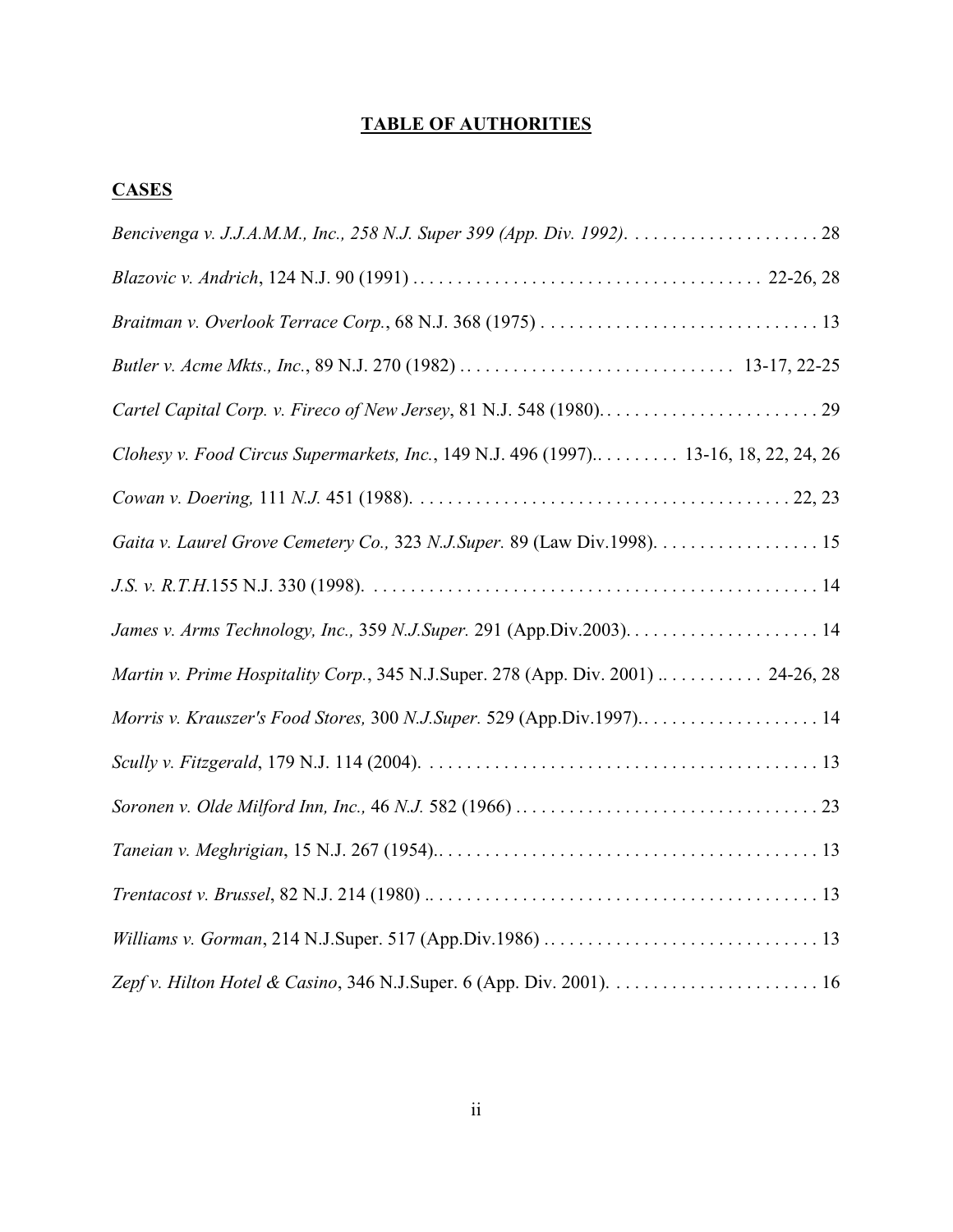# **TABLE OF AUTHORITIES**

## **CASES**

*Bencivenga v. J.J.A.M.M., Inc., 258 N.J. Super 399 (App. Div. 1992)*. . . . . . . . . . . . . . . . . . . . . 28

*Blazovic v. Andrich*, 124 N.J. 90 (1991) . . . . . . . . . . . . . . . . . . . . . . . . . . . . . . . . . . . . . . 22-26, 28

*Braitman v. Overlook Terrace Corp.*, 68 N.J. 368 (1975) . . . . . . . . . . . . . . . . . . . . . . . . . . . . . . 13

*Butler v. Acme Mkts., Inc.*, 89 N.J. 270 (1982) . . . . . . . . . . . . . . . . . . . . . . . . . . . . . . 13-17, 22-25

*Cartel Capital Corp. v. Fireco of New Jersey*, 81 N.J. 548 (1980). . . . . . . . . . . . . . . . . . . . . . . . . 29

*Clohesy v. Food Circus Supermarkets, Inc.*, 149 N.J. 496 (1997).. . . . . . . . . 13-16, 18, 22, 24, 26

*Cowan v. Doering,* 111 *N.J.* 451 (1988). . . . . . . . . . . . . . . . . . . . . . . . . . . . . . . . . . . . . . . . 22, 23

*Gaita v. Laurel Grove Cemetery Co.,* 323 *N.J.Super.* 89 (Law Div.1998). . . . . . . . . . . . . . . . . . 15

*J.S. v. R.T.H.*155 N.J. 330 (1998). . . . . . . . . . . . . . . . . . . . . . . . . . . . . . . . . . . . . . . . . . . . . . . . 14

*James v. Arms Technology, Inc.,* 359 *N.J.Super.* 291 (App.Div.2003). . . . . . . . . . . . . . . . . . . . . 14

*Martin v. Prime Hospitality Corp.*, 345 N.J.Super. 278 (App. Div. 2001) .. . . . . . . . . . . 24-26, 28

*Morris v. Krauszer's Food Stores,* 300 *N.J.Super.* 529 (App.Div.1997).. . . . . . . . . . . . . . . . . . . 14

*Scully v. Fitzgerald*, 179 N.J. 114 (2004). . . . . . . . . . . . . . . . . . . . . . . . . . . . . . . . . . . . . . . . . . 13

*Soronen v. Olde Milford Inn, Inc.,* 46 *N.J.* 582 (1966) . . . . . . . . . . . . . . . . . . . . . . . . . . . . . . . . 23

*Taneian v. Meghrigian*, 15 N.J. 267 (1954).. . . . . . . . . . . . . . . . . . . . . . . . . . . . . . . . . . . . . . . . . 13

*Trentacost v. Brussel*, 82 N.J. 214 (1980) .. . . . . . . . . . . . . . . . . . . . . . . . . . . . . . . . . . . . . . . . . 13

*Williams v. Gorman*, 214 N.J.Super. 517 (App.Div.1986) . . . . . . . . . . . . . . . . . . . . . . . . . . . . . . 13

*Zepf v. Hilton Hotel & Casino*, 346 N.J.Super. 6 (App. Div. 2001). . . . . . . . . . . . . . . . . . . . . . . 16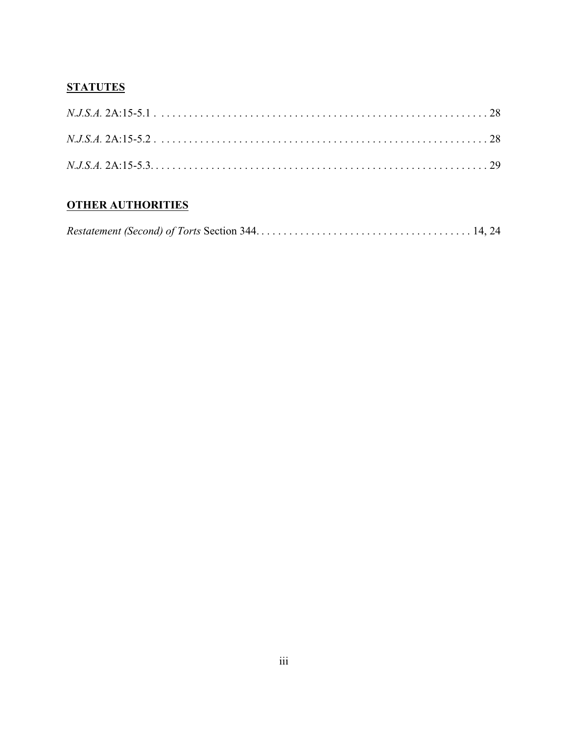**STATUTES**

*N.J.S.A.* 2A:15-5.1 . . . . . . . . . . . . . . . . . . . . . . . . . . . . . . . . . . . . . . . . . . . . . . . . . . . . . . . . . . . . 28

*N.J.S.A.* 2A:15-5.2 . . . . . . . . . . . . . . . . . . . . . . . . . . . . . . . . . . . . . . . . . . . . . . . . . . . . . . . . . . . . 28

*N.J.S.A.* 2A:15-5.3. . . . . . . . . . . . . . . . . . . . . . . . . . . . . . . . . . . . . . . . . . . . . . . . . . . . . . . . . . . . . 29

**OTHER AUTHORITIES**

*Restatement (Second) of Torts* Section 344. . . . . . . . . . . . . . . . . . . . . . . . . . . . . . . . . . . . . . . 14, 24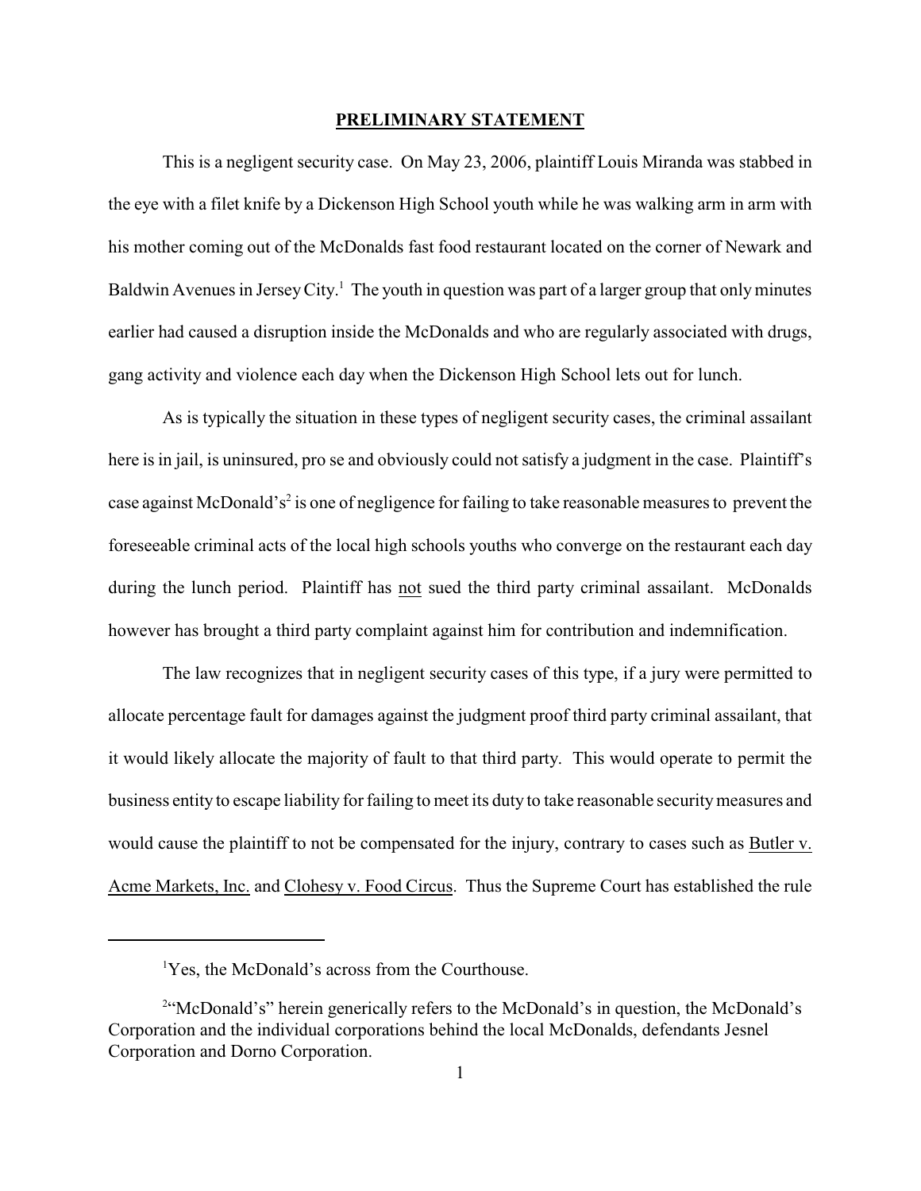## PRELIMINARY STATEMENT

This is a negligent security case. On May 23, 2006, plaintiff Louis Miranda was stabbed in the eye with a filet knife by a Dickenson High School youth while he was walking arm in arm with his mother coming out of the McDonalds fast food restaurant located on the corner of Newark and Baldwin Avenues in Jersey City.[1] The youth in question was part of a larger group that only minutes earlier had caused a disruption inside the McDonalds and who are regularly associated with drugs, gang activity and violence each day when the Dickenson High School lets out for lunch.

As is typically the situation in these types of negligent security cases, the criminal assailant here is in jail, is uninsured, pro se and obviously could not satisfy a judgment in the case. Plaintiff's case against McDonald's[2] is one of negligence for failing to take reasonable measures to prevent the foreseeable criminal acts of the local high schools youths who converge on the restaurant each day during the lunch period. Plaintiff has not sued the third party criminal assailant. McDonalds however has brought a third party complaint against him for contribution and indemnification.

The law recognizes that in negligent security cases of this type, if a jury were permitted to allocate percentage fault for damages against the judgment proof third party criminal assailant, that it would likely allocate the majority of fault to that third party. This would operate to permit the business entity to escape liability for failing to meet its duty to take reasonable security measures and would cause the plaintiff to not be compensated for the injury, contrary to cases such as Butler v. Acme Markets, Inc. and Clohesy v. Food Circus. Thus the Supreme Court has established the rule

---

[1] Yes, the McDonald's across from the Courthouse.

[2] "McDonald's" herein generically refers to the McDonald's in question, the McDonald's Corporation and the individual corporations behind the local McDonalds, defendants Jesnel Corporation and Dorno Corporation.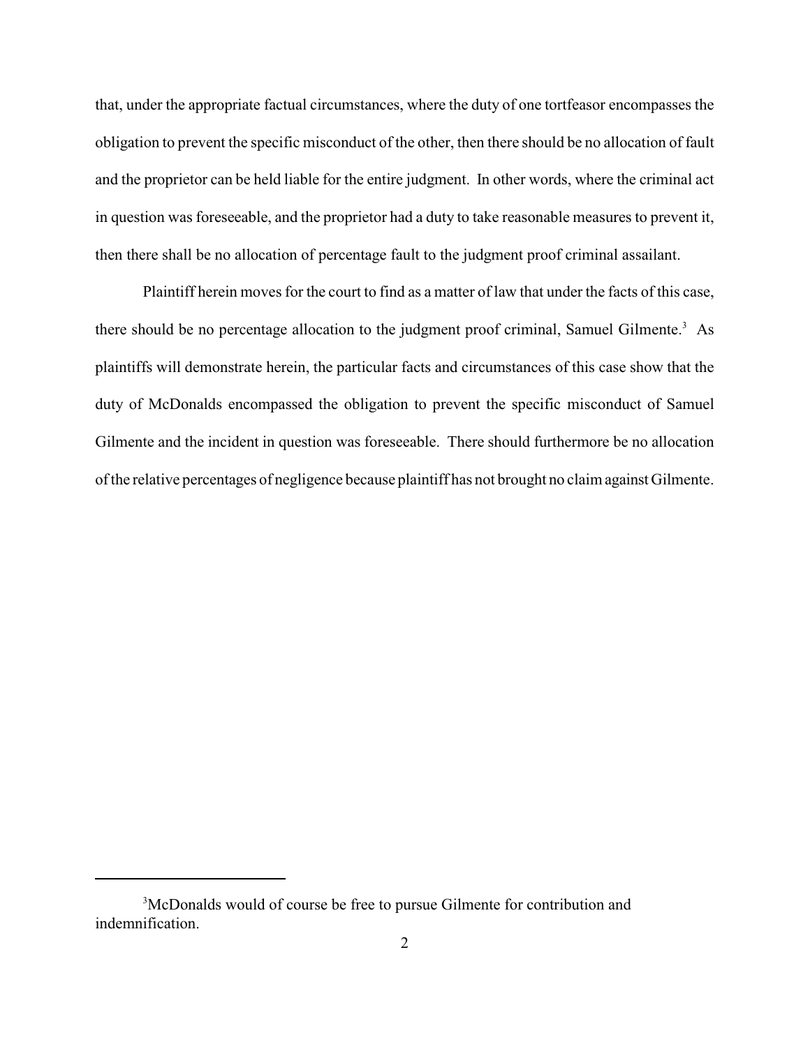that, under the appropriate factual circumstances, where the duty of one tortfeasor encompasses the obligation to prevent the specific misconduct of the other, then there should be no allocation of fault and the proprietor can be held liable for the entire judgment. In other words, where the criminal act in question was foreseeable, and the proprietor had a duty to take reasonable measures to prevent it, then there shall be no allocation of percentage fault to the judgment proof criminal assailant.

Plaintiff herein moves for the court to find as a matter of law that under the facts of this case, there should be no percentage allocation to the judgment proof criminal, Samuel Gilmente.[3] As plaintiffs will demonstrate herein, the particular facts and circumstances of this case show that the duty of McDonalds encompassed the obligation to prevent the specific misconduct of Samuel Gilmente and the incident in question was foreseeable. There should furthermore be no allocation of the relative percentages of negligence because plaintiff has not brought no claim against Gilmente.

---

[3] McDonalds would of course be free to pursue Gilmente for contribution and indemnification.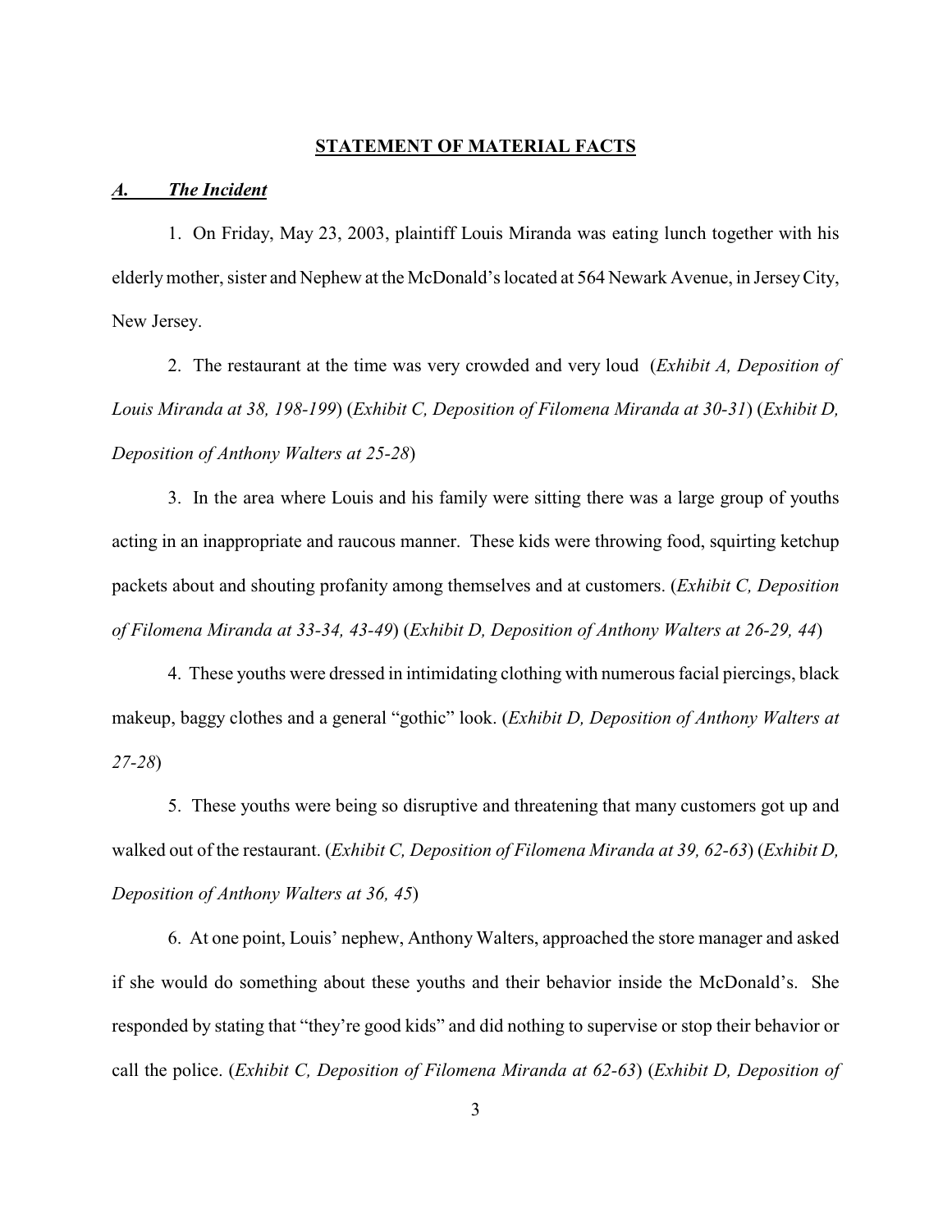## STATEMENT OF MATERIAL FACTS

### *A. The Incident*

1. On Friday, May 23, 2003, plaintiff Louis Miranda was eating lunch together with his elderly mother, sister and Nephew at the McDonald's located at 564 Newark Avenue, in Jersey City, New Jersey.

2. The restaurant at the time was very crowded and very loud (*Exhibit A, Deposition of Louis Miranda at 38, 198-199*) (*Exhibit C, Deposition of Filomena Miranda at 30-31*) (*Exhibit D, Deposition of Anthony Walters at 25-28*)

3. In the area where Louis and his family were sitting there was a large group of youths acting in an inappropriate and raucous manner. These kids were throwing food, squirting ketchup packets about and shouting profanity among themselves and at customers. (*Exhibit C, Deposition of Filomena Miranda at 33-34, 43-49*) (*Exhibit D, Deposition of Anthony Walters at 26-29, 44*)

4. These youths were dressed in intimidating clothing with numerous facial piercings, black makeup, baggy clothes and a general "gothic" look. (*Exhibit D, Deposition of Anthony Walters at 27-28*)

5. These youths were being so disruptive and threatening that many customers got up and walked out of the restaurant. (*Exhibit C, Deposition of Filomena Miranda at 39, 62-63*) (*Exhibit D, Deposition of Anthony Walters at 36, 45*)

6. At one point, Louis' nephew, Anthony Walters, approached the store manager and asked if she would do something about these youths and their behavior inside the McDonald's. She responded by stating that "they're good kids" and did nothing to supervise or stop their behavior or call the police. (*Exhibit C, Deposition of Filomena Miranda at 62-63*) (*Exhibit D, Deposition of*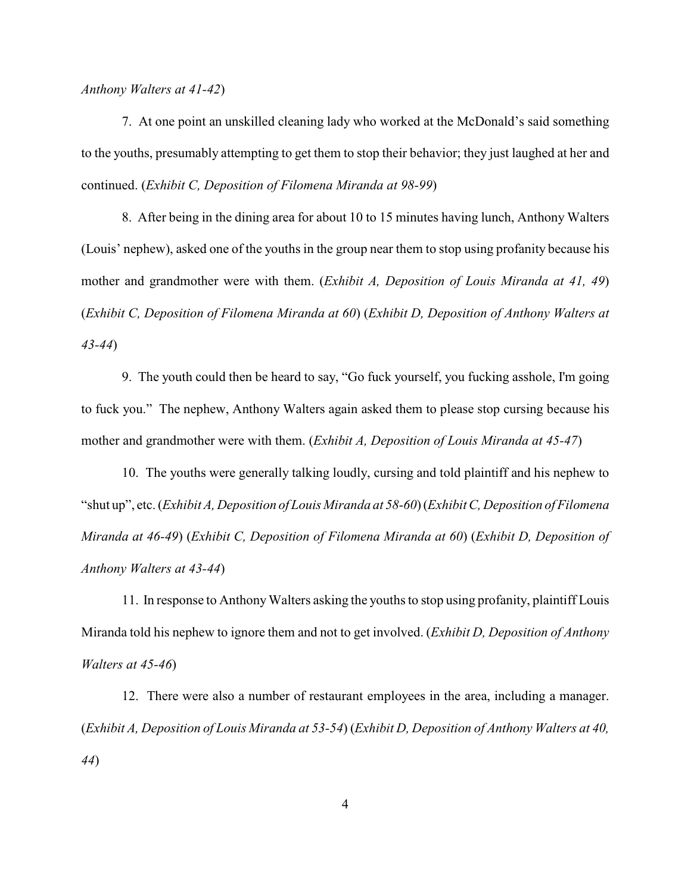*Anthony Walters at 41-42*)

7. At one point an unskilled cleaning lady who worked at the McDonald's said something to the youths, presumably attempting to get them to stop their behavior; they just laughed at her and continued. (*Exhibit C, Deposition of Filomena Miranda at 98-99*)

8. After being in the dining area for about 10 to 15 minutes having lunch, Anthony Walters (Louis' nephew), asked one of the youths in the group near them to stop using profanity because his mother and grandmother were with them. (*Exhibit A, Deposition of Louis Miranda at 41, 49*) (*Exhibit C, Deposition of Filomena Miranda at 60*) (*Exhibit D, Deposition of Anthony Walters at 43-44*)

9. The youth could then be heard to say, "Go fuck yourself, you fucking asshole, I'm going to fuck you." The nephew, Anthony Walters again asked them to please stop cursing because his mother and grandmother were with them. (*Exhibit A, Deposition of Louis Miranda at 45-47*)

10. The youths were generally talking loudly, cursing and told plaintiff and his nephew to "shut up", etc. (*Exhibit A, Deposition of Louis Miranda at 58-60*) (*Exhibit C, Deposition of Filomena Miranda at 46-49*) (*Exhibit C, Deposition of Filomena Miranda at 60*) (*Exhibit D, Deposition of Anthony Walters at 43-44*)

11. In response to Anthony Walters asking the youths to stop using profanity, plaintiff Louis Miranda told his nephew to ignore them and not to get involved. (*Exhibit D, Deposition of Anthony Walters at 45-46*)

12. There were also a number of restaurant employees in the area, including a manager. (*Exhibit A, Deposition of Louis Miranda at 53-54*) (*Exhibit D, Deposition of Anthony Walters at 40, 44*)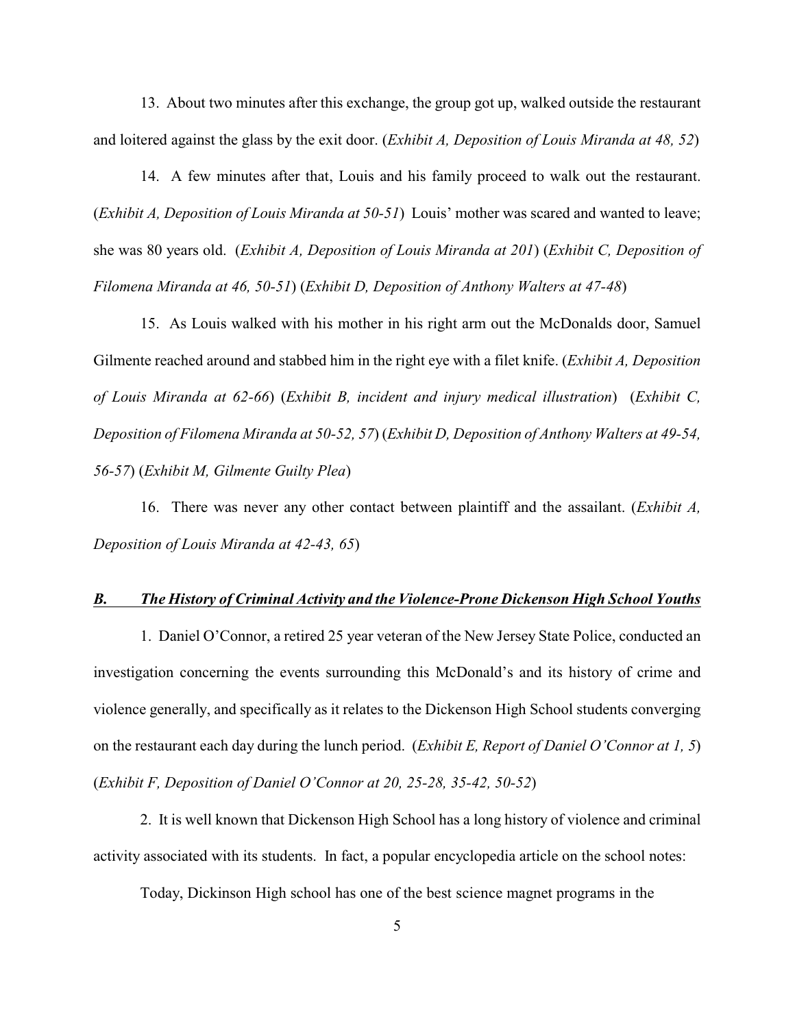13. About two minutes after this exchange, the group got up, walked outside the restaurant and loitered against the glass by the exit door. (*Exhibit A, Deposition of Louis Miranda at 48, 52*)

14. A few minutes after that, Louis and his family proceed to walk out the restaurant. (*Exhibit A, Deposition of Louis Miranda at 50-51*) Louis' mother was scared and wanted to leave; she was 80 years old. (*Exhibit A, Deposition of Louis Miranda at 201*) (*Exhibit C, Deposition of Filomena Miranda at 46, 50-51*) (*Exhibit D, Deposition of Anthony Walters at 47-48*)

15. As Louis walked with his mother in his right arm out the McDonalds door, Samuel Gilmente reached around and stabbed him in the right eye with a filet knife. (*Exhibit A, Deposition of Louis Miranda at 62-66*) (*Exhibit B, incident and injury medical illustration*) (*Exhibit C, Deposition of Filomena Miranda at 50-52, 57*) (*Exhibit D, Deposition of Anthony Walters at 49-54, 56-57*) (*Exhibit M, Gilmente Guilty Plea*)

16. There was never any other contact between plaintiff and the assailant. (*Exhibit A, Deposition of Louis Miranda at 42-43, 65*)

### ***B. The History of Criminal Activity and the Violence-Prone Dickenson High School Youths***

1. Daniel O'Connor, a retired 25 year veteran of the New Jersey State Police, conducted an investigation concerning the events surrounding this McDonald's and its history of crime and violence generally, and specifically as it relates to the Dickenson High School students converging on the restaurant each day during the lunch period. (*Exhibit E, Report of Daniel O'Connor at 1, 5*) (*Exhibit F, Deposition of Daniel O'Connor at 20, 25-28, 35-42, 50-52*)

2. It is well known that Dickenson High School has a long history of violence and criminal activity associated with its students. In fact, a popular encyclopedia article on the school notes:

Today, Dickinson High school has one of the best science magnet programs in the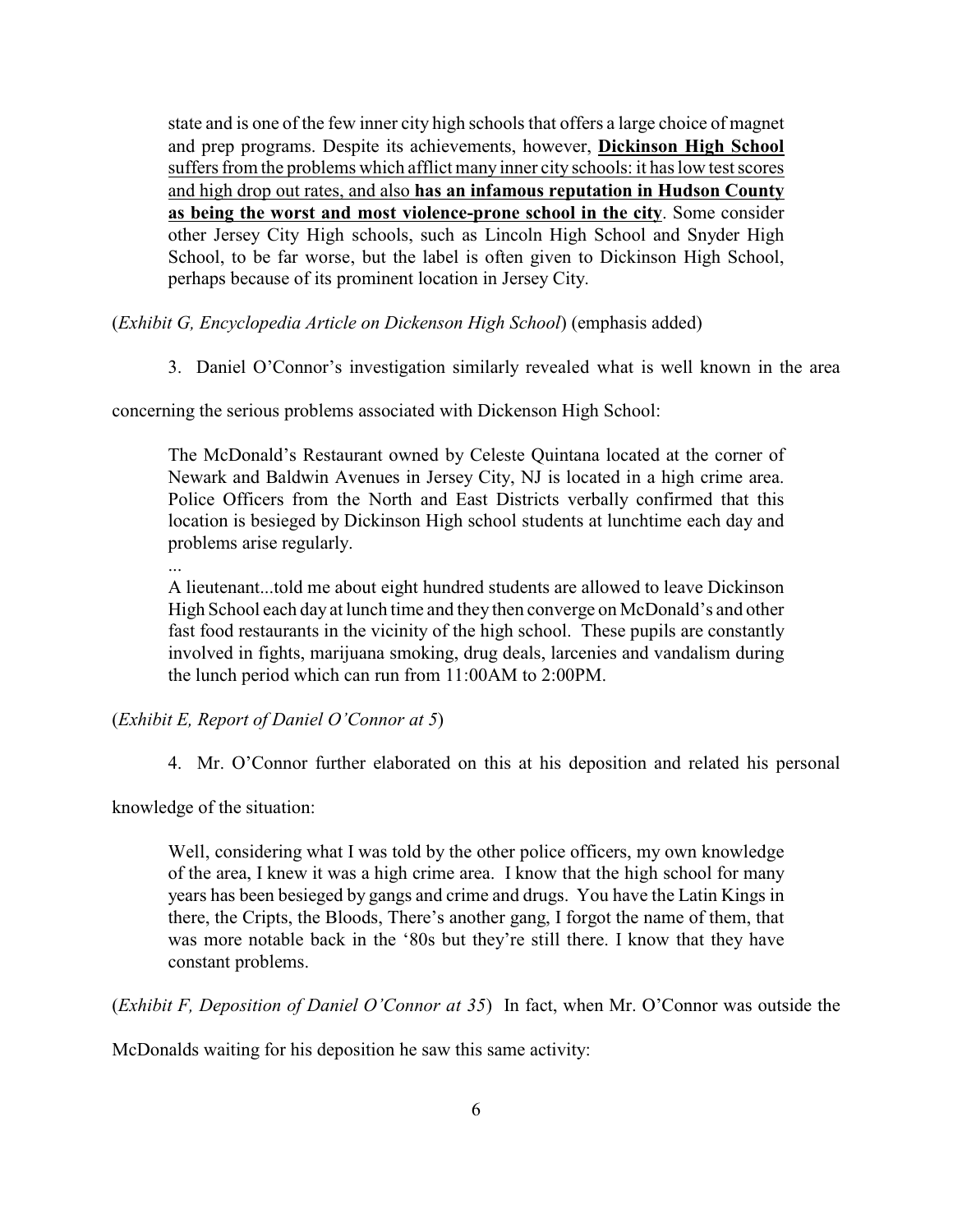> state and is one of the few inner city high schools that offers a large choice of magnet and prep programs. Despite its achievements, however, <u>**Dickinson High School** suffers from the problems which afflict many inner city schools: it has low test scores and high drop out rates, and also **has an infamous reputation in Hudson County as being the worst and most violence-prone school in the city**</u>. Some consider other Jersey City High schools, such as Lincoln High School and Snyder High School, to be far worse, but the label is often given to Dickinson High School, perhaps because of its prominent location in Jersey City.

(*Exhibit G, Encyclopedia Article on Dickenson High School*) (emphasis added)

3. Daniel O'Connor's investigation similarly revealed what is well known in the area concerning the serious problems associated with Dickenson High School:

> The McDonald's Restaurant owned by Celeste Quintana located at the corner of Newark and Baldwin Avenues in Jersey City, NJ is located in a high crime area. Police Officers from the North and East Districts verbally confirmed that this location is besieged by Dickinson High school students at lunchtime each day and problems arise regularly.
>
> ...
>
> A lieutenant...told me about eight hundred students are allowed to leave Dickinson High School each day at lunch time and they then converge on McDonald's and other fast food restaurants in the vicinity of the high school. These pupils are constantly involved in fights, marijuana smoking, drug deals, larcenies and vandalism during the lunch period which can run from 11:00AM to 2:00PM.

(*Exhibit E, Report of Daniel O'Connor at 5*)

4. Mr. O'Connor further elaborated on this at his deposition and related his personal knowledge of the situation:

> Well, considering what I was told by the other police officers, my own knowledge of the area, I knew it was a high crime area. I know that the high school for many years has been besieged by gangs and crime and drugs. You have the Latin Kings in there, the Cripts, the Bloods, There's another gang, I forgot the name of them, that was more notable back in the '80s but they're still there. I know that they have constant problems.

(*Exhibit F, Deposition of Daniel O'Connor at 35*) In fact, when Mr. O'Connor was outside the McDonalds waiting for his deposition he saw this same activity: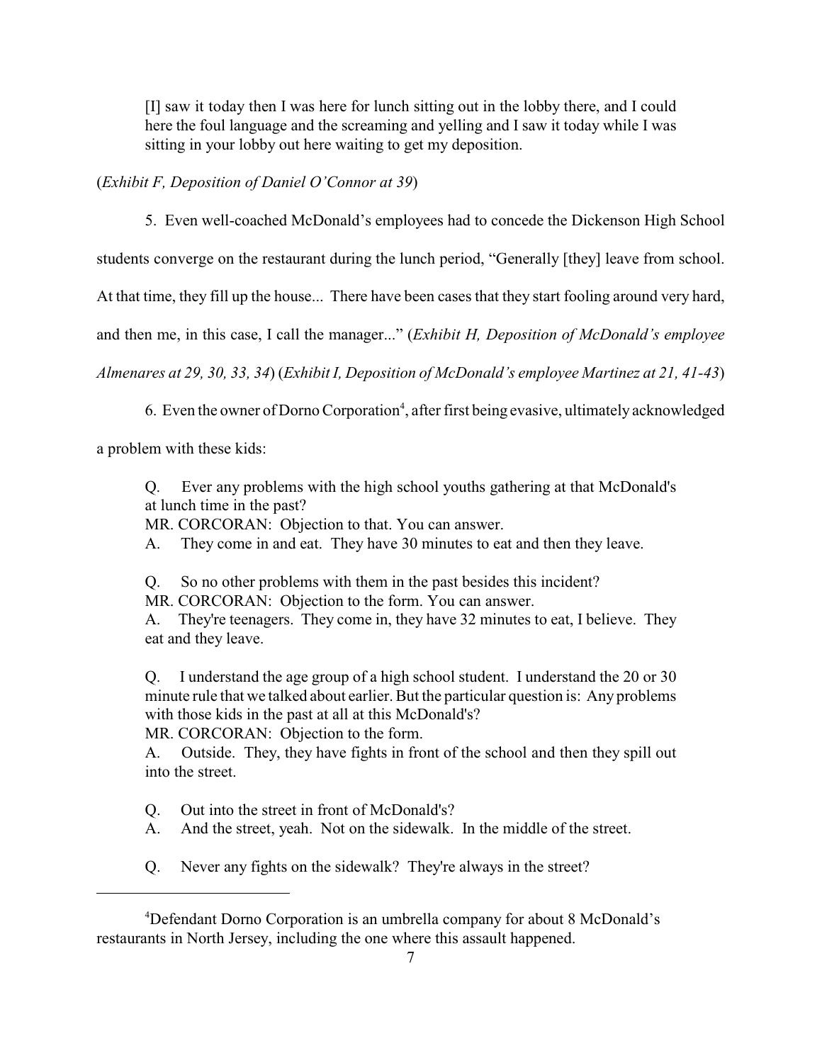> [I] saw it today then I was here for lunch sitting out in the lobby there, and I could here the foul language and the screaming and yelling and I saw it today while I was sitting in your lobby out here waiting to get my deposition.

(*Exhibit F, Deposition of Daniel O'Connor at 39*)

5. Even well-coached McDonald's employees had to concede the Dickenson High School students converge on the restaurant during the lunch period, "Generally [they] leave from school. At that time, they fill up the house... There have been cases that they start fooling around very hard, and then me, in this case, I call the manager..." (*Exhibit H, Deposition of McDonald's employee Almenares at 29, 30, 33, 34*) (*Exhibit I, Deposition of McDonald's employee Martinez at 21, 41-43*)

6. Even the owner of Dorno Corporation[4], after first being evasive, ultimately acknowledged a problem with these kids:

> Q. Ever any problems with the high school youths gathering at that McDonald's at lunch time in the past?
> MR. CORCORAN: Objection to that. You can answer.
> A. They come in and eat. They have 30 minutes to eat and then they leave.
>
> Q. So no other problems with them in the past besides this incident?
> MR. CORCORAN: Objection to the form. You can answer.
> A. They're teenagers. They come in, they have 32 minutes to eat, I believe. They eat and they leave.
>
> Q. I understand the age group of a high school student. I understand the 20 or 30 minute rule that we talked about earlier. But the particular question is: Any problems with those kids in the past at all at this McDonald's?
> MR. CORCORAN: Objection to the form.
> A. Outside. They, they have fights in front of the school and then they spill out into the street.
>
> Q. Out into the street in front of McDonald's?
> A. And the street, yeah. Not on the sidewalk. In the middle of the street.
>
> Q. Never any fights on the sidewalk? They're always in the street?

---

[4]Defendant Dorno Corporation is an umbrella company for about 8 McDonald's restaurants in North Jersey, including the one where this assault happened.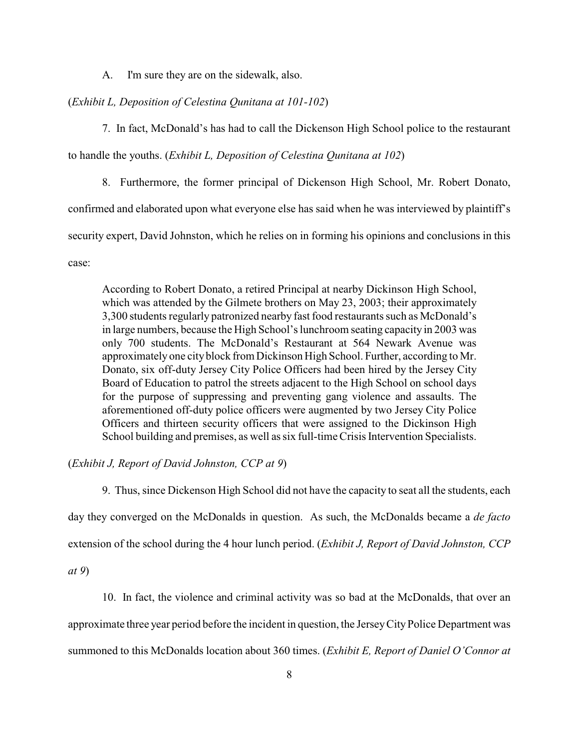A. I'm sure they are on the sidewalk, also.

(*Exhibit L, Deposition of Celestina Qunitana at 101-102*)

7. In fact, McDonald's has had to call the Dickenson High School police to the restaurant to handle the youths. (*Exhibit L, Deposition of Celestina Qunitana at 102*)

8. Furthermore, the former principal of Dickenson High School, Mr. Robert Donato, confirmed and elaborated upon what everyone else has said when he was interviewed by plaintiff's security expert, David Johnston, which he relies on in forming his opinions and conclusions in this case:

> According to Robert Donato, a retired Principal at nearby Dickinson High School, which was attended by the Gilmete brothers on May 23, 2003; their approximately 3,300 students regularly patronized nearby fast food restaurants such as McDonald's in large numbers, because the High School's lunchroom seating capacity in 2003 was only 700 students. The McDonald's Restaurant at 564 Newark Avenue was approximately one city block from Dickinson High School. Further, according to Mr. Donato, six off-duty Jersey City Police Officers had been hired by the Jersey City Board of Education to patrol the streets adjacent to the High School on school days for the purpose of suppressing and preventing gang violence and assaults. The aforementioned off-duty police officers were augmented by two Jersey City Police Officers and thirteen security officers that were assigned to the Dickinson High School building and premises, as well as six full-time Crisis Intervention Specialists.

(*Exhibit J, Report of David Johnston, CCP at 9*)

9. Thus, since Dickenson High School did not have the capacity to seat all the students, each day they converged on the McDonalds in question. As such, the McDonalds became a *de facto* extension of the school during the 4 hour lunch period. (*Exhibit J, Report of David Johnston, CCP at 9*)

10. In fact, the violence and criminal activity was so bad at the McDonalds, that over an approximate three year period before the incident in question, the Jersey City Police Department was summoned to this McDonalds location about 360 times. (*Exhibit E, Report of Daniel O'Connor at*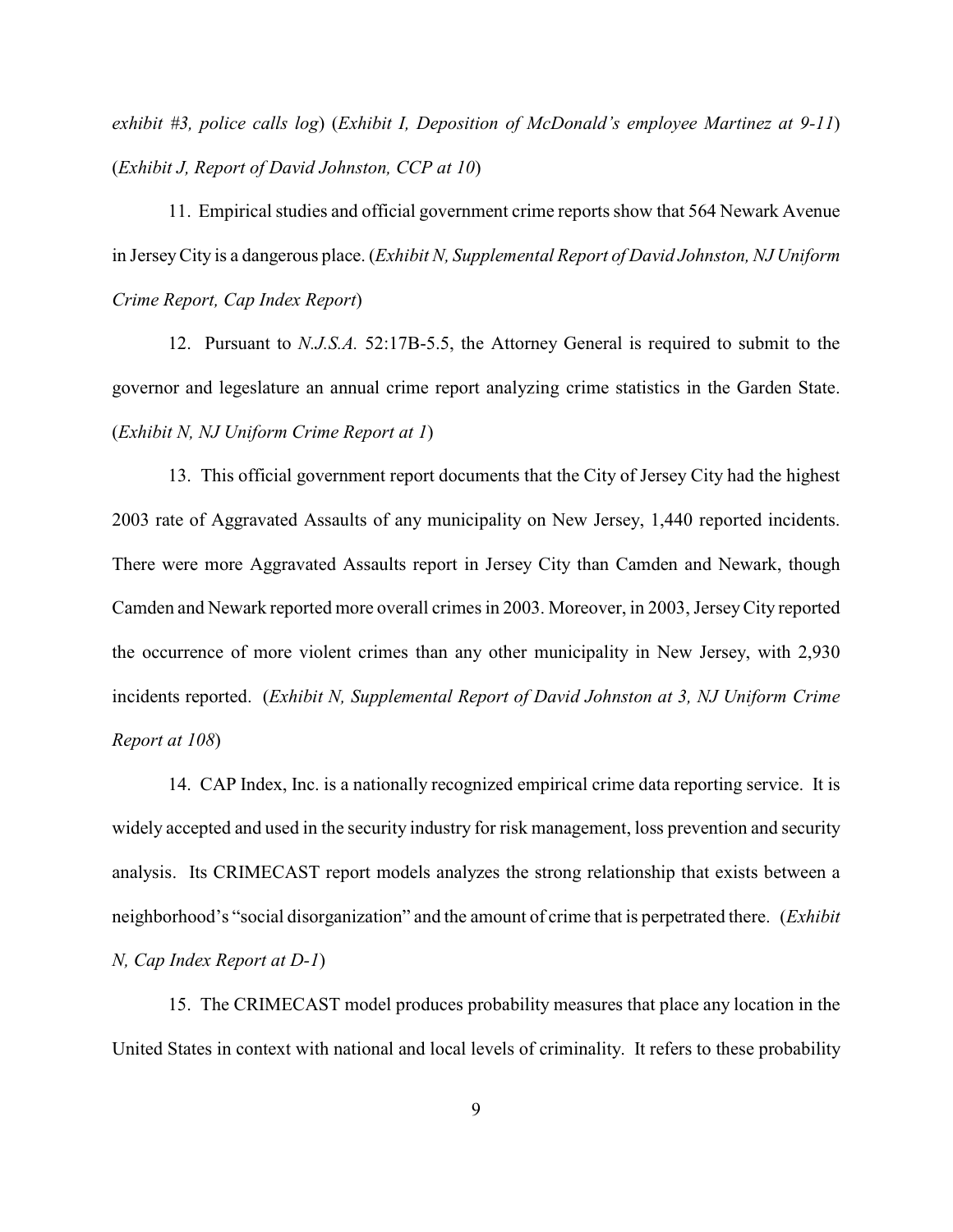*exhibit #3, police calls log*) (*Exhibit I, Deposition of McDonald's employee Martinez at 9-11*) (*Exhibit J, Report of David Johnston, CCP at 10*)

11. Empirical studies and official government crime reports show that 564 Newark Avenue in Jersey City is a dangerous place. (*Exhibit N, Supplemental Report of David Johnston, NJ Uniform Crime Report, Cap Index Report*)

12. Pursuant to *N.J.S.A.* 52:17B-5.5, the Attorney General is required to submit to the governor and legeslature an annual crime report analyzing crime statistics in the Garden State. (*Exhibit N, NJ Uniform Crime Report at 1*)

13. This official government report documents that the City of Jersey City had the highest 2003 rate of Aggravated Assaults of any municipality on New Jersey, 1,440 reported incidents. There were more Aggravated Assaults report in Jersey City than Camden and Newark, though Camden and Newark reported more overall crimes in 2003. Moreover, in 2003, Jersey City reported the occurrence of more violent crimes than any other municipality in New Jersey, with 2,930 incidents reported. (*Exhibit N, Supplemental Report of David Johnston at 3, NJ Uniform Crime Report at 108*)

14. CAP Index, Inc. is a nationally recognized empirical crime data reporting service. It is widely accepted and used in the security industry for risk management, loss prevention and security analysis. Its CRIMECAST report models analyzes the strong relationship that exists between a neighborhood's "social disorganization" and the amount of crime that is perpetrated there. (*Exhibit N, Cap Index Report at D-1*)

15. The CRIMECAST model produces probability measures that place any location in the United States in context with national and local levels of criminality. It refers to these probability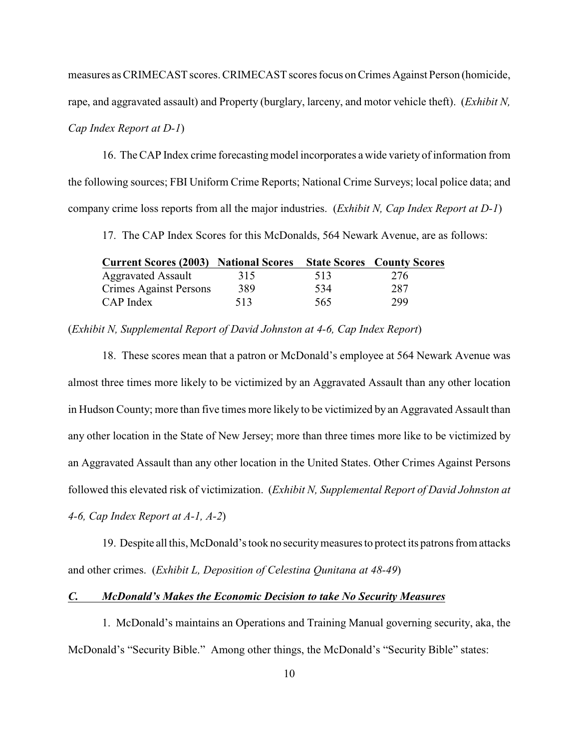measures as CRIMECAST scores. CRIMECAST scores focus on Crimes Against Person (homicide, rape, and aggravated assault) and Property (burglary, larceny, and motor vehicle theft). (*Exhibit N, Cap Index Report at D-1*)

16. The CAP Index crime forecasting model incorporates a wide variety of information from the following sources; FBI Uniform Crime Reports; National Crime Surveys; local police data; and company crime loss reports from all the major industries. (*Exhibit N, Cap Index Report at D-1*)

17. The CAP Index Scores for this McDonalds, 564 Newark Avenue, are as follows:

| **Current Scores (2003)** | **National Scores** | **State Scores** | **County Scores** |
|---|---|---|---|
| Aggravated Assault | 315 | 513 | 276 |
| Crimes Against Persons | 389 | 534 | 287 |
| CAP Index | 513 | 565 | 299 |

(*Exhibit N, Supplemental Report of David Johnston at 4-6, Cap Index Report*)

18. These scores mean that a patron or McDonald's employee at 564 Newark Avenue was almost three times more likely to be victimized by an Aggravated Assault than any other location in Hudson County; more than five times more likely to be victimized by an Aggravated Assault than any other location in the State of New Jersey; more than three times more like to be victimized by an Aggravated Assault than any other location in the United States. Other Crimes Against Persons followed this elevated risk of victimization. (*Exhibit N, Supplemental Report of David Johnston at 4-6, Cap Index Report at A-1, A-2*)

19. Despite all this, McDonald's took no security measures to protect its patrons from attacks and other crimes. (*Exhibit L, Deposition of Celestina Qunitana at 48-49*)

***C. McDonald's Makes the Economic Decision to take No Security Measures***

1. McDonald's maintains an Operations and Training Manual governing security, aka, the McDonald's "Security Bible." Among other things, the McDonald's "Security Bible" states: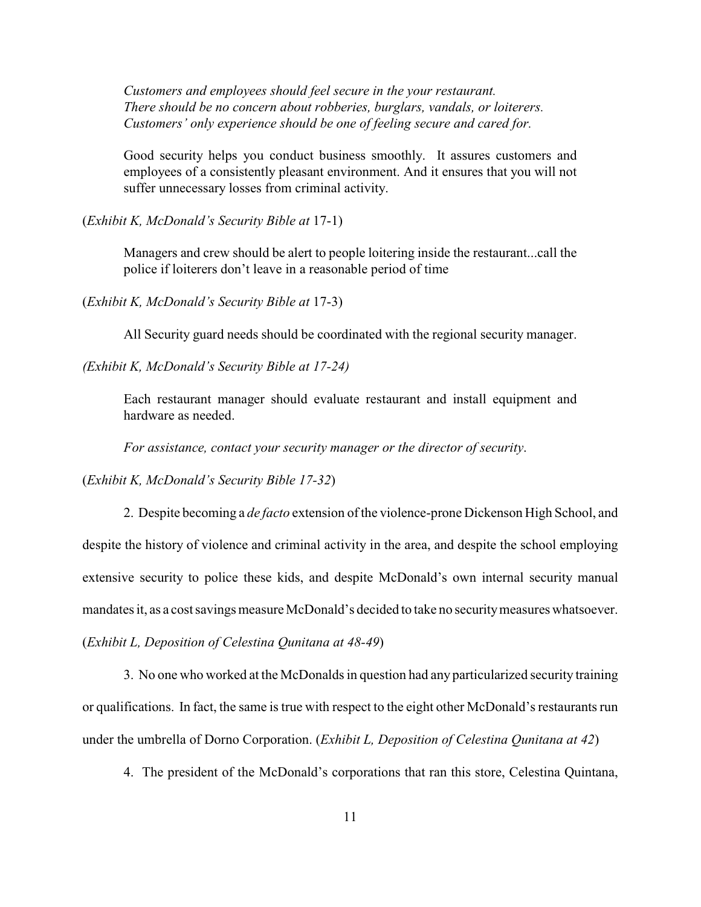> *Customers and employees should feel secure in the your restaurant.*
> *There should be no concern about robberies, burglars, vandals, or loiterers.*
> *Customers' only experience should be one of feeling secure and cared for.*
>
> Good security helps you conduct business smoothly. It assures customers and employees of a consistently pleasant environment. And it ensures that you will not suffer unnecessary losses from criminal activity.

(*Exhibit K, McDonald's Security Bible at* 17-1)

> Managers and crew should be alert to people loitering inside the restaurant...call the police if loiterers don't leave in a reasonable period of time

(*Exhibit K, McDonald's Security Bible at* 17-3)

> All Security guard needs should be coordinated with the regional security manager.

*(Exhibit K, McDonald's Security Bible at 17-24)*

> Each restaurant manager should evaluate restaurant and install equipment and hardware as needed.
>
> *For assistance, contact your security manager or the director of security*.

(*Exhibit K, McDonald's Security Bible 17-32*)

2. Despite becoming a *de facto* extension of the violence-prone Dickenson High School, and despite the history of violence and criminal activity in the area, and despite the school employing extensive security to police these kids, and despite McDonald's own internal security manual mandates it, as a cost savings measure McDonald's decided to take no security measures whatsoever. (*Exhibit L, Deposition of Celestina Qunitana at 48-49*)

3. No one who worked at the McDonalds in question had any particularized security training or qualifications. In fact, the same is true with respect to the eight other McDonald's restaurants run under the umbrella of Dorno Corporation. (*Exhibit L, Deposition of Celestina Qunitana at 42*)

4. The president of the McDonald's corporations that ran this store, Celestina Quintana,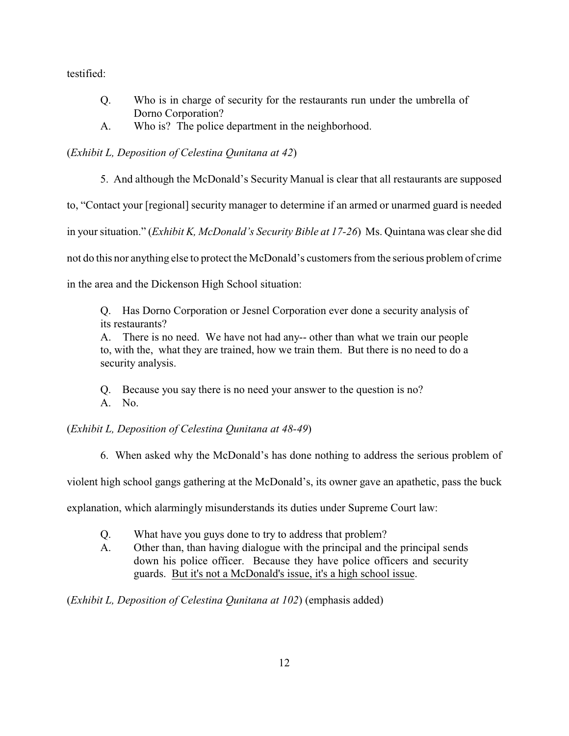testified:

> Q. Who is in charge of security for the restaurants run under the umbrella of Dorno Corporation?
>
> A. Who is? The police department in the neighborhood.

(*Exhibit L, Deposition of Celestina Qunitana at 42*)

5. And although the McDonald's Security Manual is clear that all restaurants are supposed to, "Contact your [regional] security manager to determine if an armed or unarmed guard is needed in your situation." (*Exhibit K, McDonald's Security Bible at 17-26*) Ms. Quintana was clear she did not do this nor anything else to protect the McDonald's customers from the serious problem of crime in the area and the Dickenson High School situation:

> Q. Has Dorno Corporation or Jesnel Corporation ever done a security analysis of its restaurants?
>
> A. There is no need. We have not had any-- other than what we train our people to, with the, what they are trained, how we train them. But there is no need to do a security analysis.
>
> Q. Because you say there is no need your answer to the question is no?
>
> A. No.

(*Exhibit L, Deposition of Celestina Qunitana at 48-49*)

6. When asked why the McDonald's has done nothing to address the serious problem of violent high school gangs gathering at the McDonald's, its owner gave an apathetic, pass the buck explanation, which alarmingly misunderstands its duties under Supreme Court law:

> Q. What have you guys done to try to address that problem?
>
> A. Other than, than having dialogue with the principal and the principal sends down his police officer. Because they have police officers and security guards. <u>But it's not a McDonald's issue, it's a high school issue</u>.

(*Exhibit L, Deposition of Celestina Qunitana at 102*) (emphasis added)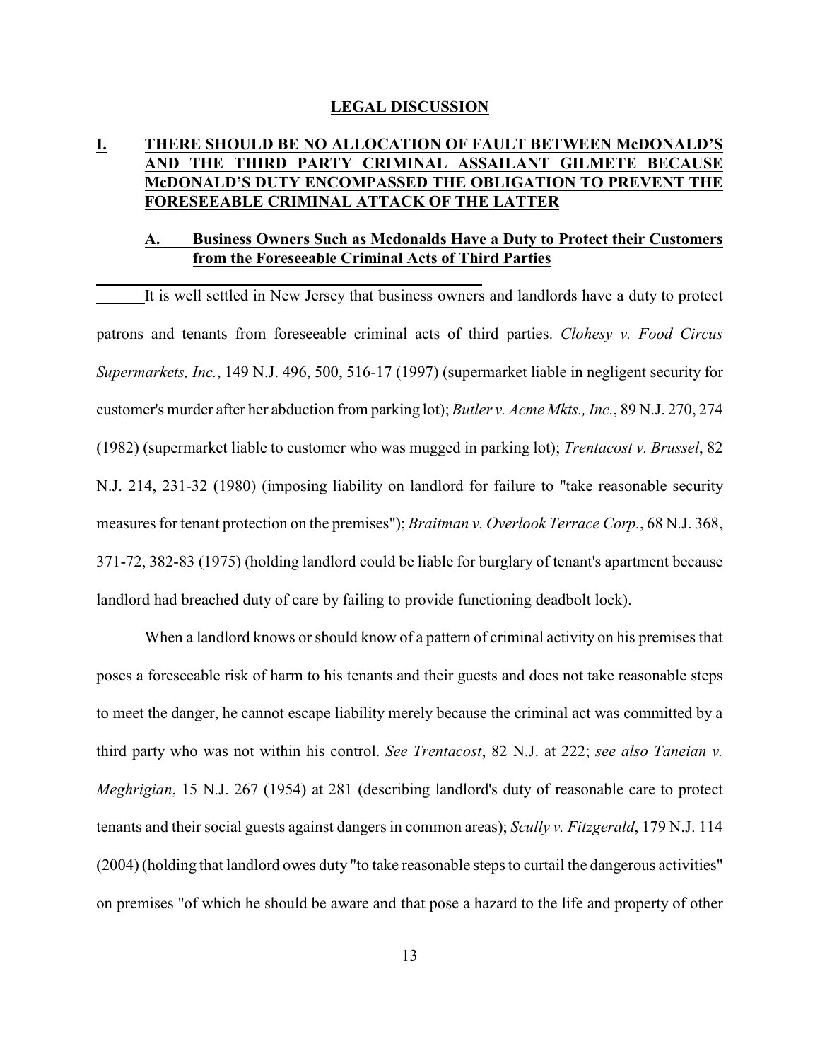## LEGAL DISCUSSION

### I. THERE SHOULD BE NO ALLOCATION OF FAULT BETWEEN McDONALD'S AND THE THIRD PARTY CRIMINAL ASSAILANT GILMETE BECAUSE McDONALD'S DUTY ENCOMPASSED THE OBLIGATION TO PREVENT THE FORESEEABLE CRIMINAL ATTACK OF THE LATTER

#### A. Business Owners Such as Mcdonalds Have a Duty to Protect their Customers from the Foreseeable Criminal Acts of Third Parties

It is well settled in New Jersey that business owners and landlords have a duty to protect patrons and tenants from foreseeable criminal acts of third parties. *Clohesy v. Food Circus Supermarkets, Inc.*, 149 N.J. 496, 500, 516-17 (1997) (supermarket liable in negligent security for customer's murder after her abduction from parking lot); *Butler v. Acme Mkts., Inc.*, 89 N.J. 270, 274 (1982) (supermarket liable to customer who was mugged in parking lot); *Trentacost v. Brussel*, 82 N.J. 214, 231-32 (1980) (imposing liability on landlord for failure to "take reasonable security measures for tenant protection on the premises"); *Braitman v. Overlook Terrace Corp.*, 68 N.J. 368, 371-72, 382-83 (1975) (holding landlord could be liable for burglary of tenant's apartment because landlord had breached duty of care by failing to provide functioning deadbolt lock).

When a landlord knows or should know of a pattern of criminal activity on his premises that poses a foreseeable risk of harm to his tenants and their guests and does not take reasonable steps to meet the danger, he cannot escape liability merely because the criminal act was committed by a third party who was not within his control. *See Trentacost*, 82 N.J. at 222; *see also Taneian v. Meghrigian*, 15 N.J. 267 (1954) at 281 (describing landlord's duty of reasonable care to protect tenants and their social guests against dangers in common areas); *Scully v. Fitzgerald*, 179 N.J. 114 (2004) (holding that landlord owes duty "to take reasonable steps to curtail the dangerous activities" on premises "of which he should be aware and that pose a hazard to the life and property of other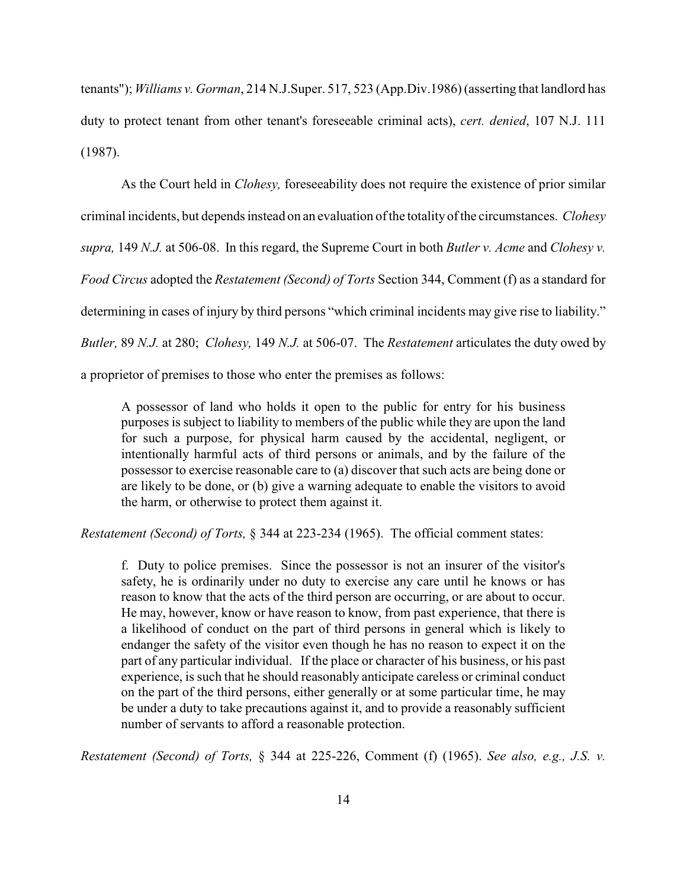tenants"); *Williams v. Gorman*, 214 N.J.Super. 517, 523 (App.Div.1986) (asserting that landlord has duty to protect tenant from other tenant's foreseeable criminal acts), *cert. denied*, 107 N.J. 111 (1987).

As the Court held in *Clohesy,* foreseeability does not require the existence of prior similar criminal incidents, but depends instead on an evaluation of the totality of the circumstances. *Clohesy supra,* 149 *N.J.* at 506-08. In this regard, the Supreme Court in both *Butler v. Acme* and *Clohesy v. Food Circus* adopted the *Restatement (Second) of Torts* Section 344, Comment (f) as a standard for determining in cases of injury by third persons "which criminal incidents may give rise to liability." *Butler,* 89 *N.J.* at 280; *Clohesy,* 149 *N.J.* at 506-07. The *Restatement* articulates the duty owed by a proprietor of premises to those who enter the premises as follows:

> A possessor of land who holds it open to the public for entry for his business purposes is subject to liability to members of the public while they are upon the land for such a purpose, for physical harm caused by the accidental, negligent, or intentionally harmful acts of third persons or animals, and by the failure of the possessor to exercise reasonable care to (a) discover that such acts are being done or are likely to be done, or (b) give a warning adequate to enable the visitors to avoid the harm, or otherwise to protect them against it.

*Restatement (Second) of Torts,* § 344 at 223-234 (1965). The official comment states:

> f. Duty to police premises. Since the possessor is not an insurer of the visitor's safety, he is ordinarily under no duty to exercise any care until he knows or has reason to know that the acts of the third person are occurring, or are about to occur. He may, however, know or have reason to know, from past experience, that there is a likelihood of conduct on the part of third persons in general which is likely to endanger the safety of the visitor even though he has no reason to expect it on the part of any particular individual. If the place or character of his business, or his past experience, is such that he should reasonably anticipate careless or criminal conduct on the part of the third persons, either generally or at some particular time, he may be under a duty to take precautions against it, and to provide a reasonably sufficient number of servants to afford a reasonable protection.

*Restatement (Second) of Torts,* § 344 at 225-226, Comment (f) (1965). *See also, e.g., J.S. v.*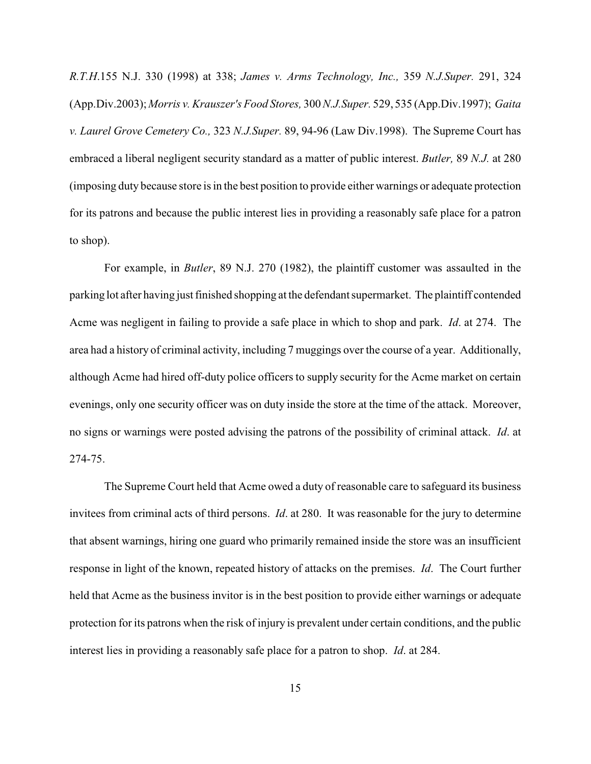*R.T.H.*155 N.J. 330 (1998) at 338; *James v. Arms Technology, Inc.,* 359 *N.J.Super.* 291, 324 (App.Div.2003); *Morris v. Krauszer's Food Stores,* 300 *N.J.Super.* 529, 535 (App.Div.1997); *Gaita v. Laurel Grove Cemetery Co.,* 323 *N.J.Super.* 89, 94-96 (Law Div.1998). The Supreme Court has embraced a liberal negligent security standard as a matter of public interest. *Butler,* 89 *N.J.* at 280 (imposing duty because store is in the best position to provide either warnings or adequate protection for its patrons and because the public interest lies in providing a reasonably safe place for a patron to shop).

For example, in *Butler*, 89 N.J. 270 (1982), the plaintiff customer was assaulted in the parking lot after having just finished shopping at the defendant supermarket. The plaintiff contended Acme was negligent in failing to provide a safe place in which to shop and park. *Id*. at 274. The area had a history of criminal activity, including 7 muggings over the course of a year. Additionally, although Acme had hired off-duty police officers to supply security for the Acme market on certain evenings, only one security officer was on duty inside the store at the time of the attack. Moreover, no signs or warnings were posted advising the patrons of the possibility of criminal attack. *Id*. at 274-75.

The Supreme Court held that Acme owed a duty of reasonable care to safeguard its business invitees from criminal acts of third persons. *Id*. at 280. It was reasonable for the jury to determine that absent warnings, hiring one guard who primarily remained inside the store was an insufficient response in light of the known, repeated history of attacks on the premises. *Id*. The Court further held that Acme as the business invitor is in the best position to provide either warnings or adequate protection for its patrons when the risk of injury is prevalent under certain conditions, and the public interest lies in providing a reasonably safe place for a patron to shop. *Id*. at 284.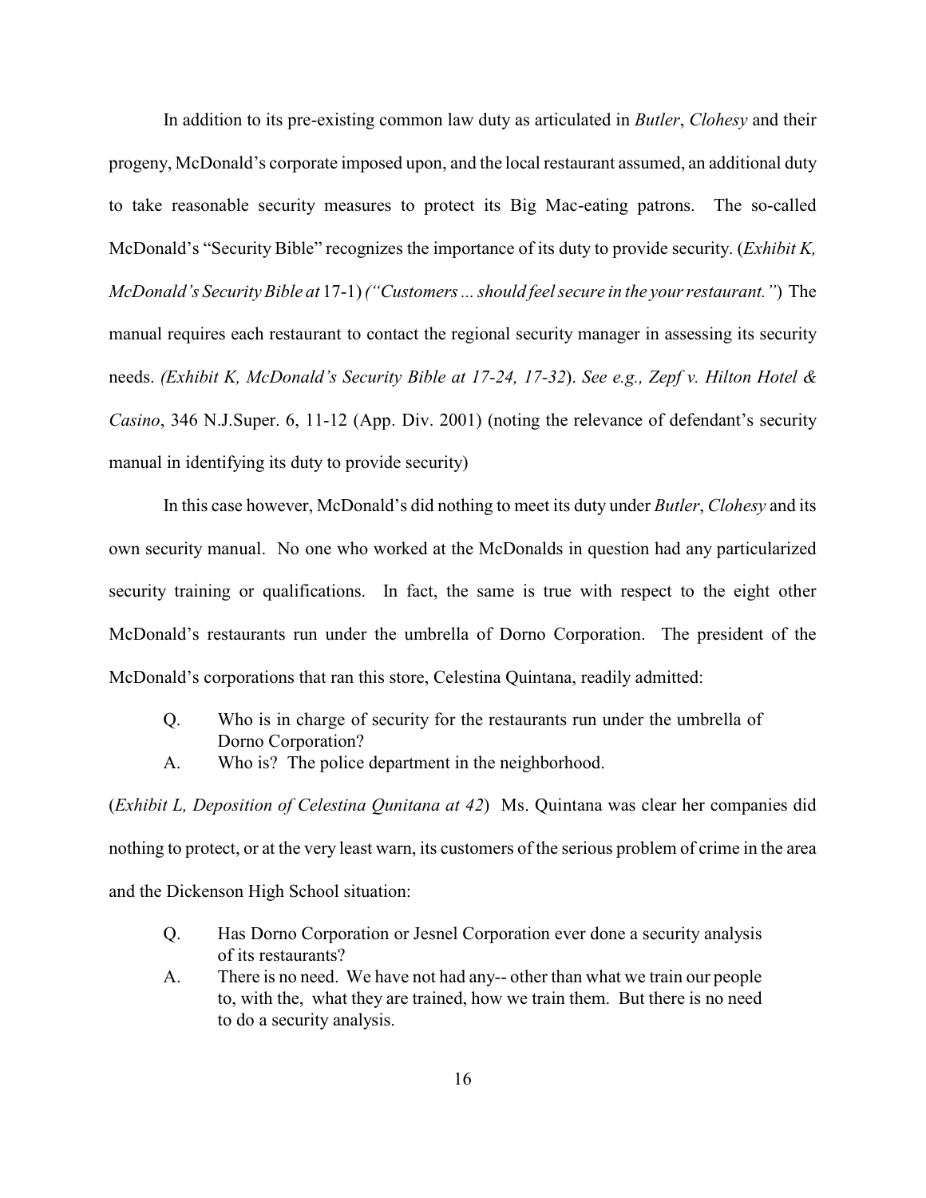In addition to its pre-existing common law duty as articulated in *Butler*, *Clohesy* and their progeny, McDonald's corporate imposed upon, and the local restaurant assumed, an additional duty to take reasonable security measures to protect its Big Mac-eating patrons. The so-called McDonald's "Security Bible" recognizes the importance of its duty to provide security. (*Exhibit K, McDonald's Security Bible at* 17-1) *("Customers ... should feel secure in the your restaurant.")* The manual requires each restaurant to contact the regional security manager in assessing its security needs. *(Exhibit K, McDonald's Security Bible at 17-24, 17-32)*. *See e.g., Zepf v. Hilton Hotel & Casino*, 346 N.J.Super. 6, 11-12 (App. Div. 2001) (noting the relevance of defendant's security manual in identifying its duty to provide security)

In this case however, McDonald's did nothing to meet its duty under *Butler*, *Clohesy* and its own security manual. No one who worked at the McDonalds in question had any particularized security training or qualifications. In fact, the same is true with respect to the eight other McDonald's restaurants run under the umbrella of Dorno Corporation. The president of the McDonald's corporations that ran this store, Celestina Quintana, readily admitted:

> Q. Who is in charge of security for the restaurants run under the umbrella of Dorno Corporation?
>
> A. Who is? The police department in the neighborhood.

(*Exhibit L, Deposition of Celestina Qunitana at 42*) Ms. Quintana was clear her companies did nothing to protect, or at the very least warn, its customers of the serious problem of crime in the area and the Dickenson High School situation:

> Q. Has Dorno Corporation or Jesnel Corporation ever done a security analysis of its restaurants?
>
> A. There is no need. We have not had any-- other than what we train our people to, with the, what they are trained, how we train them. But there is no need to do a security analysis.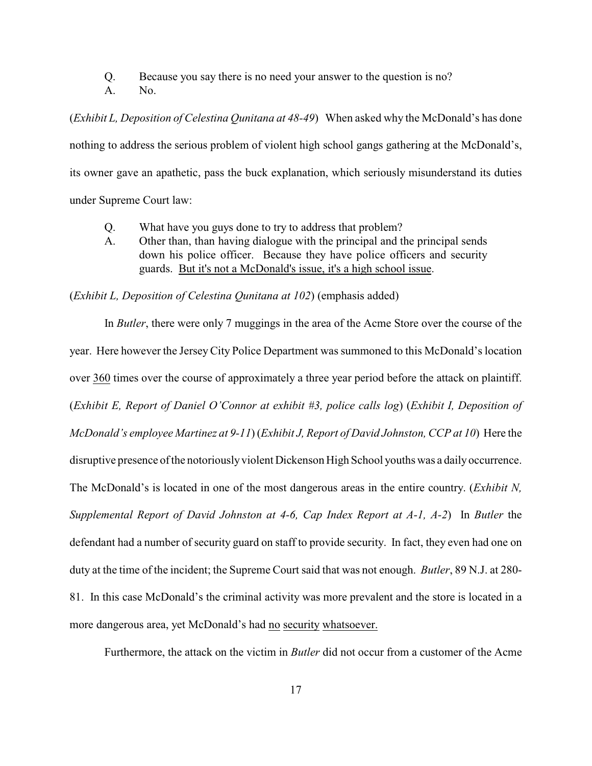Q. Because you say there is no need your answer to the question is no?
A. No.

(*Exhibit L, Deposition of Celestina Qunitana at 48-49*) When asked why the McDonald's has done nothing to address the serious problem of violent high school gangs gathering at the McDonald's, its owner gave an apathetic, pass the buck explanation, which seriously misunderstand its duties under Supreme Court law:

> Q. What have you guys done to try to address that problem?
> A. Other than, than having dialogue with the principal and the principal sends down his police officer. Because they have police officers and security guards. <u>But it's not a McDonald's issue, it's a high school issue</u>.

(*Exhibit L, Deposition of Celestina Qunitana at 102*) (emphasis added)

In *Butler*, there were only 7 muggings in the area of the Acme Store over the course of the year. Here however the Jersey City Police Department was summoned to this McDonald's location over <u>360</u> times over the course of approximately a three year period before the attack on plaintiff. (*Exhibit E, Report of Daniel O'Connor at exhibit #3, police calls log*) (*Exhibit I, Deposition of McDonald's employee Martinez at 9-11*) (*Exhibit J, Report of David Johnston, CCP at 10*) Here the disruptive presence of the notoriously violent Dickenson High School youths was a daily occurrence. The McDonald's is located in one of the most dangerous areas in the entire country. (*Exhibit N, Supplemental Report of David Johnston at 4-6, Cap Index Report at A-1, A-2*) In *Butler* the defendant had a number of security guard on staff to provide security. In fact, they even had one on duty at the time of the incident; the Supreme Court said that was not enough. *Butler*, 89 N.J. at 280-81. In this case McDonald's the criminal activity was more prevalent and the store is located in a more dangerous area, yet McDonald's had <u>no</u> <u>security</u> <u>whatsoever.</u>

Furthermore, the attack on the victim in *Butler* did not occur from a customer of the Acme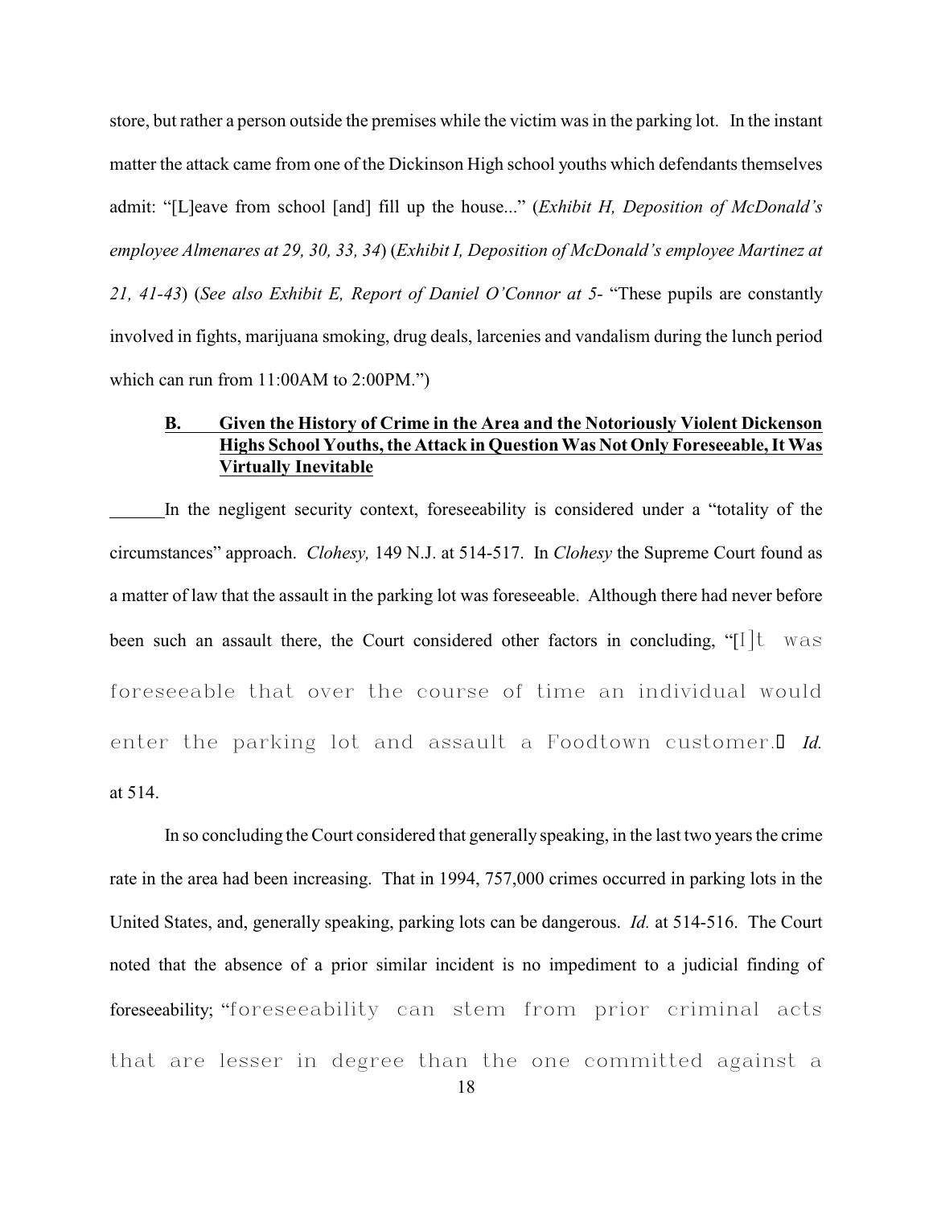store, but rather a person outside the premises while the victim was in the parking lot. In the instant matter the attack came from one of the Dickinson High school youths which defendants themselves admit: "[L]eave from school [and] fill up the house..." (*Exhibit H, Deposition of McDonald's employee Almenares at 29, 30, 33, 34*) (*Exhibit I, Deposition of McDonald's employee Martinez at 21, 41-43*) (*See also Exhibit E, Report of Daniel O'Connor at 5-* "These pupils are constantly involved in fights, marijuana smoking, drug deals, larcenies and vandalism during the lunch period which can run from 11:00AM to 2:00PM.")

### B. Given the History of Crime in the Area and the Notoriously Violent Dickenson Highs School Youths, the Attack in Question Was Not Only Foreseeable, It Was Virtually Inevitable

In the negligent security context, foreseeability is considered under a "totality of the circumstances" approach. *Clohesy,* 149 N.J. at 514-517. In *Clohesy* the Supreme Court found as a matter of law that the assault in the parking lot was foreseeable. Although there had never before been such an assault there, the Court considered other factors in concluding, "[I]t was foreseeable that over the course of time an individual would enter the parking lot and assault a Foodtown customer." *Id.* at 514.

In so concluding the Court considered that generally speaking, in the last two years the crime rate in the area had been increasing. That in 1994, 757,000 crimes occurred in parking lots in the United States, and, generally speaking, parking lots can be dangerous. *Id.* at 514-516. The Court noted that the absence of a prior similar incident is no impediment to a judicial finding of foreseeability; "foreseeability can stem from prior criminal acts that are lesser in degree than the one committed against a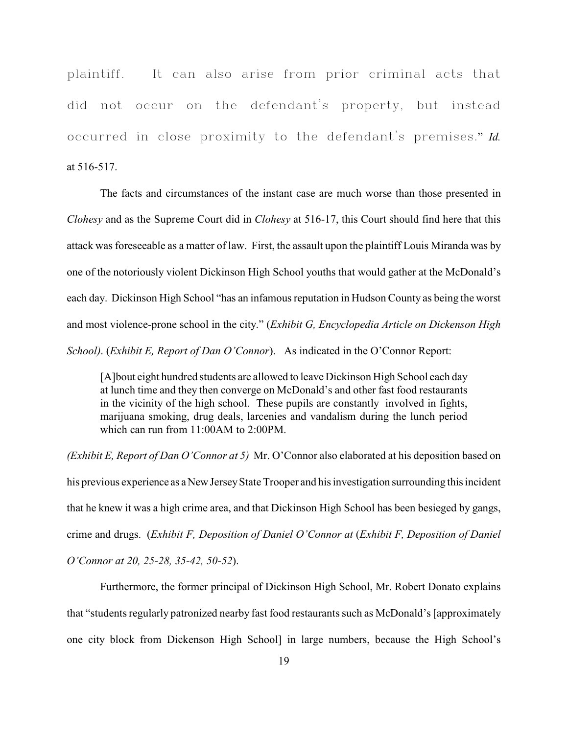plaintiff. It can also arise from prior criminal acts that did not occur on the defendant's property, but instead occurred in close proximity to the defendant's premises." *Id.* at 516-517.

The facts and circumstances of the instant case are much worse than those presented in *Clohesy* and as the Supreme Court did in *Clohesy* at 516-17, this Court should find here that this attack was foreseeable as a matter of law. First, the assault upon the plaintiff Louis Miranda was by one of the notoriously violent Dickinson High School youths that would gather at the McDonald's each day. Dickinson High School "has an infamous reputation in Hudson County as being the worst and most violence-prone school in the city." (*Exhibit G, Encyclopedia Article on Dickenson High School)*. (*Exhibit E, Report of Dan O'Connor*). As indicated in the O'Connor Report:

> [A]bout eight hundred students are allowed to leave Dickinson High School each day at lunch time and they then converge on McDonald's and other fast food restaurants in the vicinity of the high school. These pupils are constantly involved in fights, marijuana smoking, drug deals, larcenies and vandalism during the lunch period which can run from 11:00AM to 2:00PM.

*(Exhibit E, Report of Dan O'Connor at 5)* Mr. O'Connor also elaborated at his deposition based on his previous experience as a New Jersey State Trooper and his investigation surrounding this incident that he knew it was a high crime area, and that Dickinson High School has been besieged by gangs, crime and drugs. (*Exhibit F, Deposition of Daniel O'Connor at* (*Exhibit F, Deposition of Daniel O'Connor at 20, 25-28, 35-42, 50-52*).

Furthermore, the former principal of Dickinson High School, Mr. Robert Donato explains that "students regularly patronized nearby fast food restaurants such as McDonald's [approximately one city block from Dickenson High School] in large numbers, because the High School's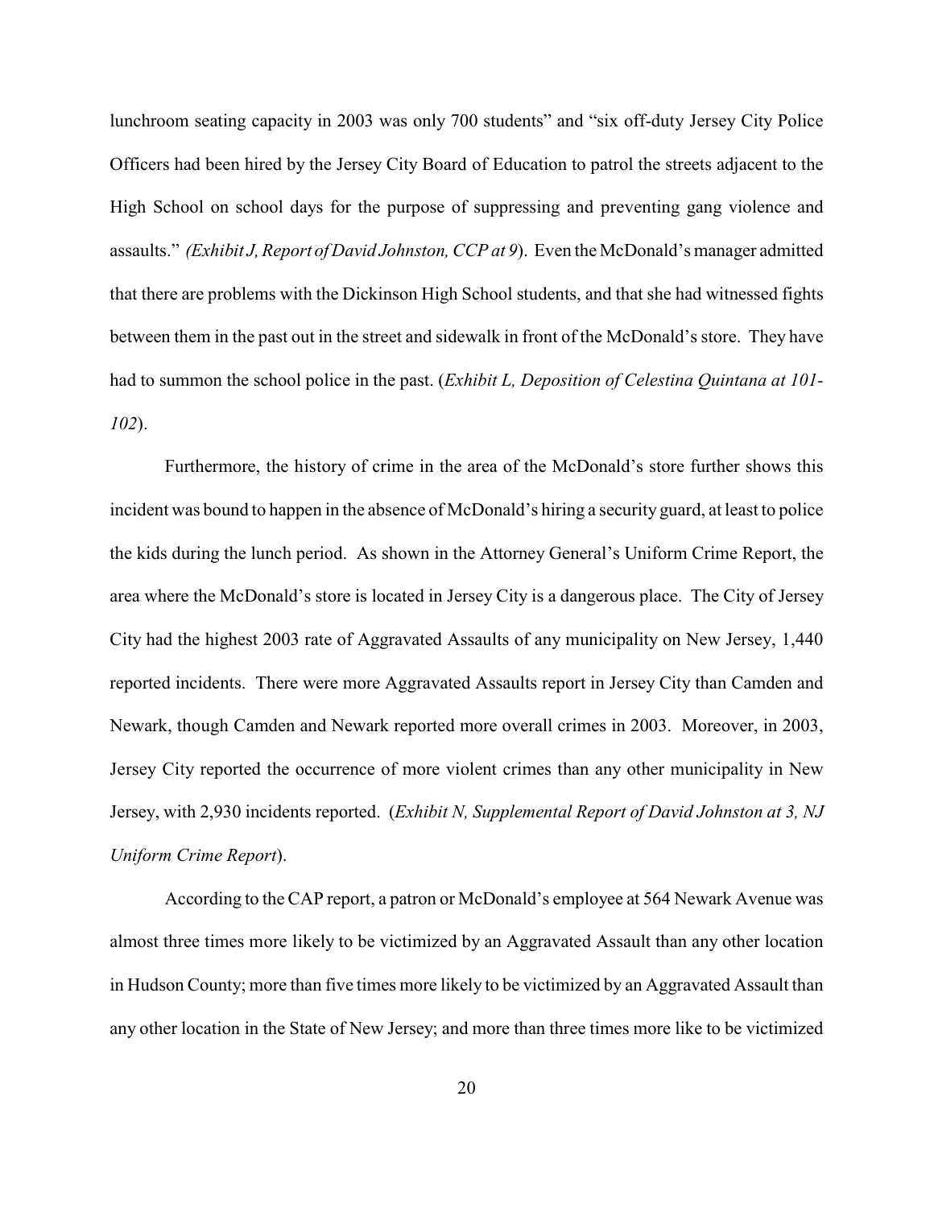lunchroom seating capacity in 2003 was only 700 students" and "six off-duty Jersey City Police Officers had been hired by the Jersey City Board of Education to patrol the streets adjacent to the High School on school days for the purpose of suppressing and preventing gang violence and assaults." *(Exhibit J, Report of David Johnston, CCP at 9*). Even the McDonald's manager admitted that there are problems with the Dickinson High School students, and that she had witnessed fights between them in the past out in the street and sidewalk in front of the McDonald's store. They have had to summon the school police in the past. (*Exhibit L, Deposition of Celestina Quintana at 101-102*).

Furthermore, the history of crime in the area of the McDonald's store further shows this incident was bound to happen in the absence of McDonald's hiring a security guard, at least to police the kids during the lunch period. As shown in the Attorney General's Uniform Crime Report, the area where the McDonald's store is located in Jersey City is a dangerous place. The City of Jersey City had the highest 2003 rate of Aggravated Assaults of any municipality on New Jersey, 1,440 reported incidents. There were more Aggravated Assaults report in Jersey City than Camden and Newark, though Camden and Newark reported more overall crimes in 2003. Moreover, in 2003, Jersey City reported the occurrence of more violent crimes than any other municipality in New Jersey, with 2,930 incidents reported. (*Exhibit N, Supplemental Report of David Johnston at 3, NJ Uniform Crime Report*).

According to the CAP report, a patron or McDonald's employee at 564 Newark Avenue was almost three times more likely to be victimized by an Aggravated Assault than any other location in Hudson County; more than five times more likely to be victimized by an Aggravated Assault than any other location in the State of New Jersey; and more than three times more like to be victimized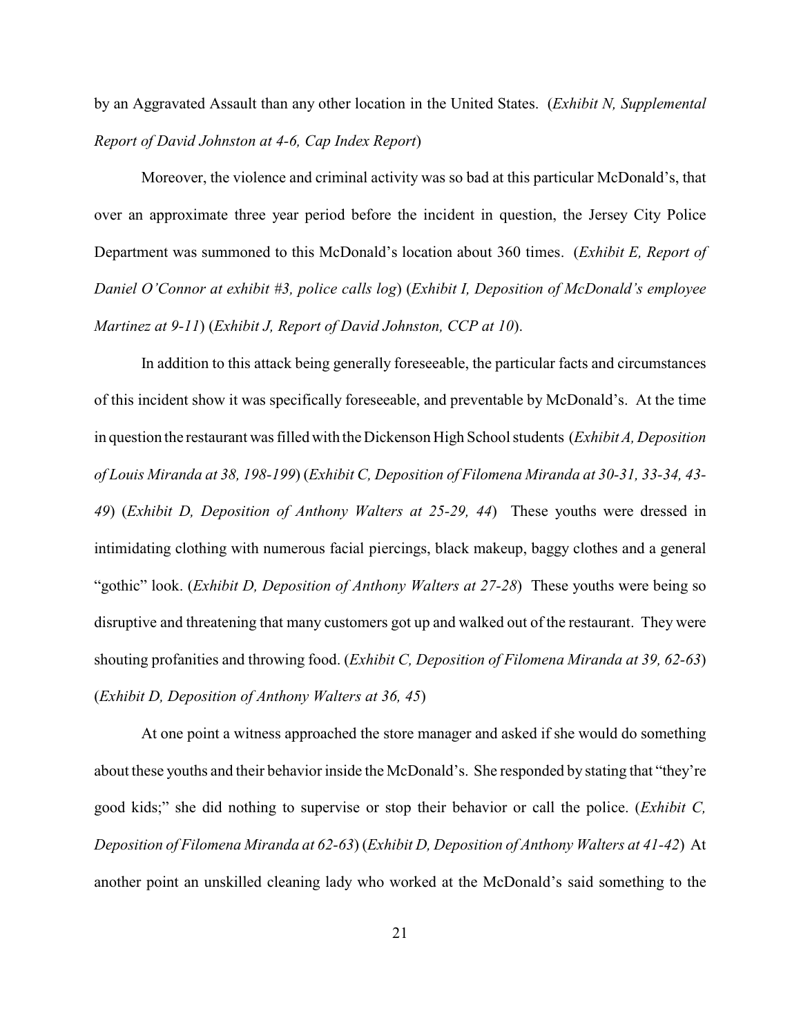by an Aggravated Assault than any other location in the United States. (*Exhibit N, Supplemental Report of David Johnston at 4-6, Cap Index Report*)

Moreover, the violence and criminal activity was so bad at this particular McDonald's, that over an approximate three year period before the incident in question, the Jersey City Police Department was summoned to this McDonald's location about 360 times. (*Exhibit E, Report of Daniel O'Connor at exhibit #3, police calls log*) (*Exhibit I, Deposition of McDonald's employee Martinez at 9-11*) (*Exhibit J, Report of David Johnston, CCP at 10*).

In addition to this attack being generally foreseeable, the particular facts and circumstances of this incident show it was specifically foreseeable, and preventable by McDonald's. At the time in question the restaurant was filled with the Dickenson High School students (*Exhibit A, Deposition of Louis Miranda at 38, 198-199*) (*Exhibit C, Deposition of Filomena Miranda at 30-31, 33-34, 43-49*) (*Exhibit D, Deposition of Anthony Walters at 25-29, 44*) These youths were dressed in intimidating clothing with numerous facial piercings, black makeup, baggy clothes and a general "gothic" look. (*Exhibit D, Deposition of Anthony Walters at 27-28*) These youths were being so disruptive and threatening that many customers got up and walked out of the restaurant. They were shouting profanities and throwing food. (*Exhibit C, Deposition of Filomena Miranda at 39, 62-63*) (*Exhibit D, Deposition of Anthony Walters at 36, 45*)

At one point a witness approached the store manager and asked if she would do something about these youths and their behavior inside the McDonald's. She responded by stating that "they're good kids;" she did nothing to supervise or stop their behavior or call the police. (*Exhibit C, Deposition of Filomena Miranda at 62-63*) (*Exhibit D, Deposition of Anthony Walters at 41-42*) At another point an unskilled cleaning lady who worked at the McDonald's said something to the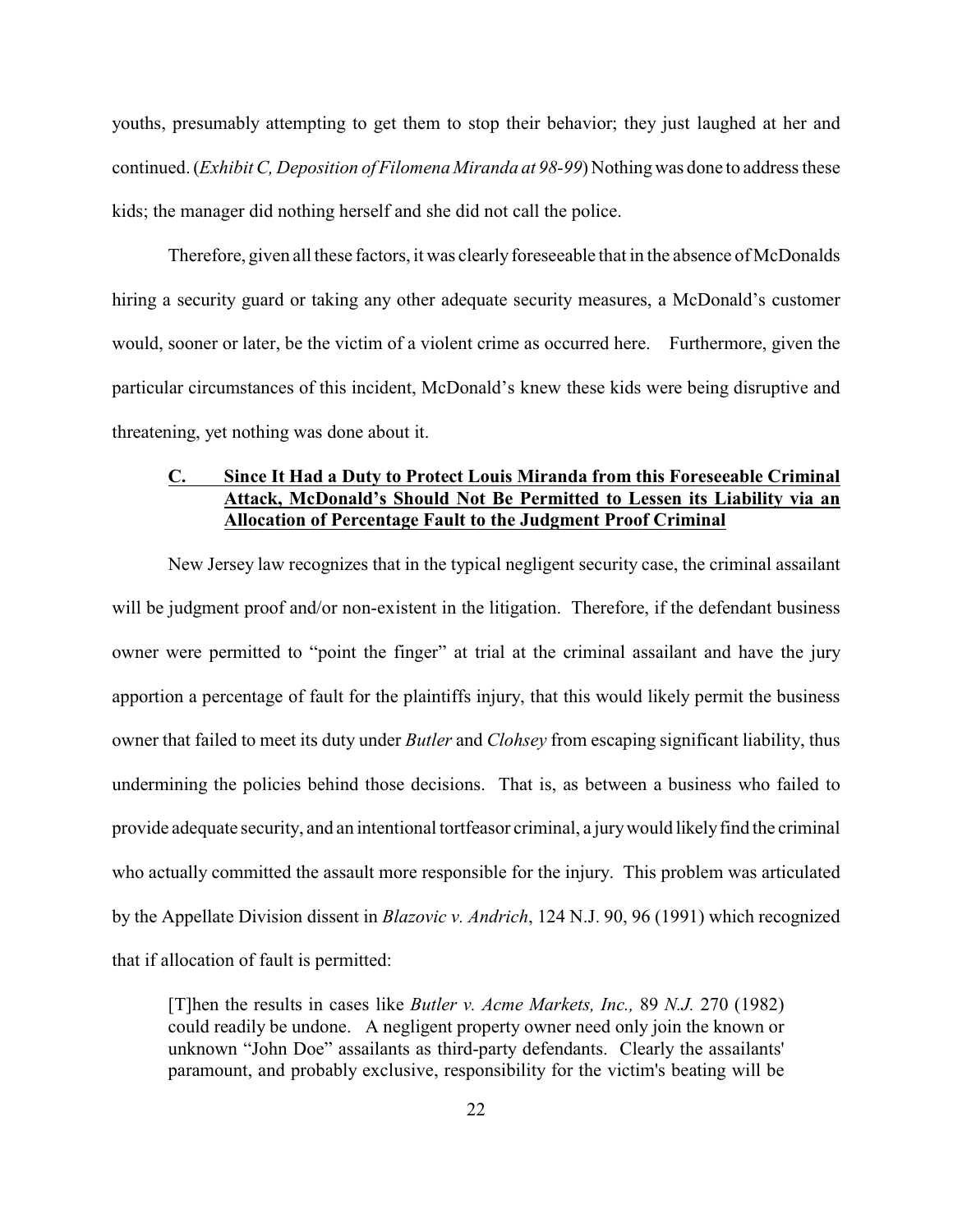youths, presumably attempting to get them to stop their behavior; they just laughed at her and continued. (*Exhibit C, Deposition of Filomena Miranda at 98-99*) Nothing was done to address these kids; the manager did nothing herself and she did not call the police.

Therefore, given all these factors, it was clearly foreseeable that in the absence of McDonalds hiring a security guard or taking any other adequate security measures, a McDonald's customer would, sooner or later, be the victim of a violent crime as occurred here. Furthermore, given the particular circumstances of this incident, McDonald's knew these kids were being disruptive and threatening, yet nothing was done about it.

### C. Since It Had a Duty to Protect Louis Miranda from this Foreseeable Criminal Attack, McDonald's Should Not Be Permitted to Lessen its Liability via an Allocation of Percentage Fault to the Judgment Proof Criminal

New Jersey law recognizes that in the typical negligent security case, the criminal assailant will be judgment proof and/or non-existent in the litigation. Therefore, if the defendant business owner were permitted to "point the finger" at trial at the criminal assailant and have the jury apportion a percentage of fault for the plaintiffs injury, that this would likely permit the business owner that failed to meet its duty under *Butler* and *Clohsey* from escaping significant liability, thus undermining the policies behind those decisions. That is, as between a business who failed to provide adequate security, and an intentional tortfeasor criminal, a jury would likely find the criminal who actually committed the assault more responsible for the injury. This problem was articulated by the Appellate Division dissent in *Blazovic v. Andrich*, 124 N.J. 90, 96 (1991) which recognized that if allocation of fault is permitted:

> [T]hen the results in cases like *Butler v. Acme Markets, Inc.,* 89 *N.J.* 270 (1982) could readily be undone. A negligent property owner need only join the known or unknown "John Doe" assailants as third-party defendants. Clearly the assailants' paramount, and probably exclusive, responsibility for the victim's beating will be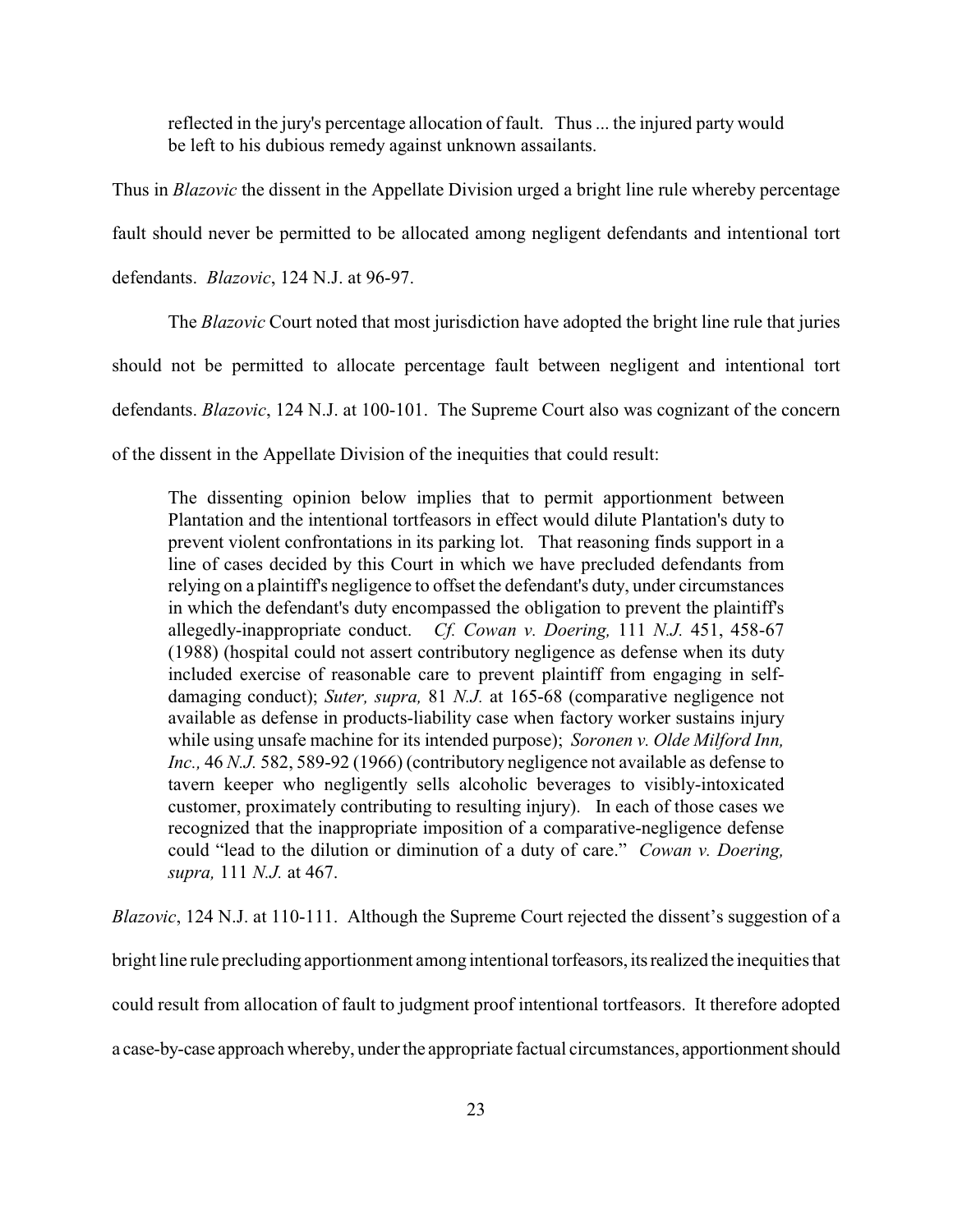> reflected in the jury's percentage allocation of fault. Thus ... the injured party would be left to his dubious remedy against unknown assailants.

Thus in *Blazovic* the dissent in the Appellate Division urged a bright line rule whereby percentage fault should never be permitted to be allocated among negligent defendants and intentional tort defendants. *Blazovic*, 124 N.J. at 96-97.

The *Blazovic* Court noted that most jurisdiction have adopted the bright line rule that juries should not be permitted to allocate percentage fault between negligent and intentional tort defendants. *Blazovic*, 124 N.J. at 100-101. The Supreme Court also was cognizant of the concern of the dissent in the Appellate Division of the inequities that could result:

> The dissenting opinion below implies that to permit apportionment between Plantation and the intentional tortfeasors in effect would dilute Plantation's duty to prevent violent confrontations in its parking lot. That reasoning finds support in a line of cases decided by this Court in which we have precluded defendants from relying on a plaintiff's negligence to offset the defendant's duty, under circumstances in which the defendant's duty encompassed the obligation to prevent the plaintiff's allegedly-inappropriate conduct. *Cf. Cowan v. Doering,* 111 *N.J.* 451, 458-67 (1988) (hospital could not assert contributory negligence as defense when its duty included exercise of reasonable care to prevent plaintiff from engaging in self-damaging conduct); *Suter, supra,* 81 *N.J.* at 165-68 (comparative negligence not available as defense in products-liability case when factory worker sustains injury while using unsafe machine for its intended purpose); *Soronen v. Olde Milford Inn, Inc.,* 46 *N.J.* 582, 589-92 (1966) (contributory negligence not available as defense to tavern keeper who negligently sells alcoholic beverages to visibly-intoxicated customer, proximately contributing to resulting injury). In each of those cases we recognized that the inappropriate imposition of a comparative-negligence defense could "lead to the dilution or diminution of a duty of care." *Cowan v. Doering, supra,* 111 *N.J.* at 467.

*Blazovic*, 124 N.J. at 110-111. Although the Supreme Court rejected the dissent's suggestion of a bright line rule precluding apportionment among intentional torfeasors, its realized the inequities that could result from allocation of fault to judgment proof intentional tortfeasors. It therefore adopted a case-by-case approach whereby, under the appropriate factual circumstances, apportionment should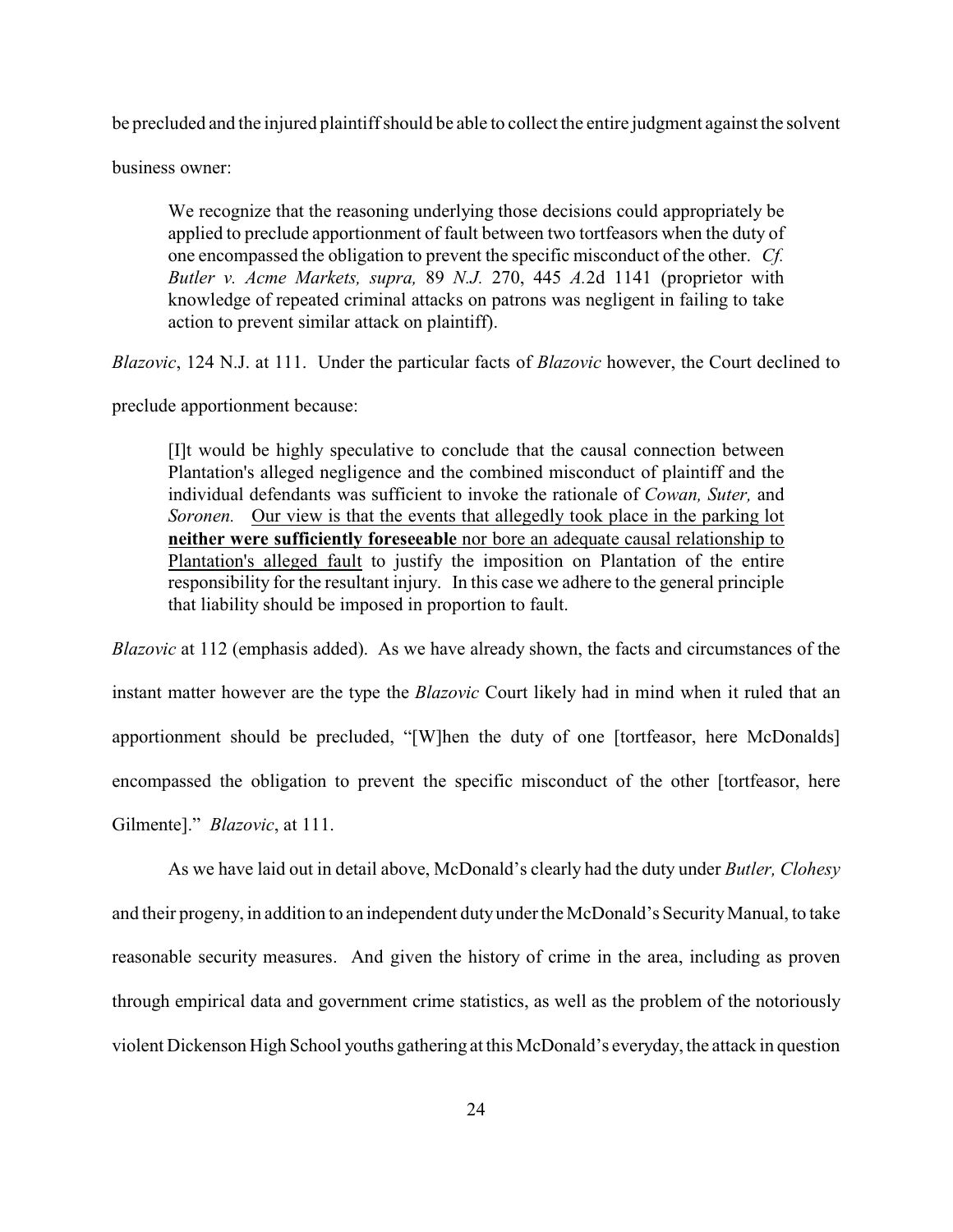be precluded and the injured plaintiff should be able to collect the entire judgment against the solvent business owner:

> We recognize that the reasoning underlying those decisions could appropriately be applied to preclude apportionment of fault between two tortfeasors when the duty of one encompassed the obligation to prevent the specific misconduct of the other. *Cf. Butler v. Acme Markets, supra,* 89 *N.J.* 270, 445 *A.*2d 1141 (proprietor with knowledge of repeated criminal attacks on patrons was negligent in failing to take action to prevent similar attack on plaintiff).

*Blazovic*, 124 N.J. at 111. Under the particular facts of *Blazovic* however, the Court declined to preclude apportionment because:

> [I]t would be highly speculative to conclude that the causal connection between Plantation's alleged negligence and the combined misconduct of plaintiff and the individual defendants was sufficient to invoke the rationale of *Cowan, Suter,* and *Soronen.* <u>Our view is that the events that allegedly took place in the parking lot **neither were sufficiently foreseeable** nor bore an adequate causal relationship to Plantation's alleged fault</u> to justify the imposition on Plantation of the entire responsibility for the resultant injury. In this case we adhere to the general principle that liability should be imposed in proportion to fault.

*Blazovic* at 112 (emphasis added). As we have already shown, the facts and circumstances of the instant matter however are the type the *Blazovic* Court likely had in mind when it ruled that an apportionment should be precluded, "[W]hen the duty of one [tortfeasor, here McDonalds] encompassed the obligation to prevent the specific misconduct of the other [tortfeasor, here Gilmente]." *Blazovic*, at 111.

As we have laid out in detail above, McDonald's clearly had the duty under *Butler, Clohesy* and their progeny, in addition to an independent duty under the McDonald's Security Manual, to take reasonable security measures. And given the history of crime in the area, including as proven through empirical data and government crime statistics, as well as the problem of the notoriously violent Dickenson High School youths gathering at this McDonald's everyday, the attack in question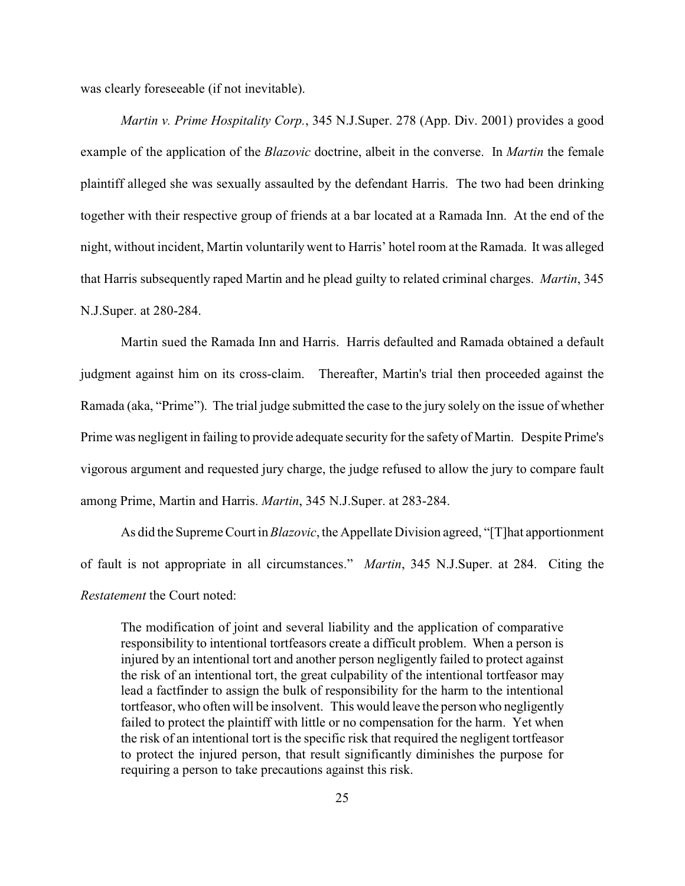was clearly foreseeable (if not inevitable).

*Martin v. Prime Hospitality Corp.*, 345 N.J.Super. 278 (App. Div. 2001) provides a good example of the application of the *Blazovic* doctrine, albeit in the converse. In *Martin* the female plaintiff alleged she was sexually assaulted by the defendant Harris. The two had been drinking together with their respective group of friends at a bar located at a Ramada Inn. At the end of the night, without incident, Martin voluntarily went to Harris' hotel room at the Ramada. It was alleged that Harris subsequently raped Martin and he plead guilty to related criminal charges. *Martin*, 345 N.J.Super. at 280-284.

Martin sued the Ramada Inn and Harris. Harris defaulted and Ramada obtained a default judgment against him on its cross-claim. Thereafter, Martin's trial then proceeded against the Ramada (aka, "Prime"). The trial judge submitted the case to the jury solely on the issue of whether Prime was negligent in failing to provide adequate security for the safety of Martin. Despite Prime's vigorous argument and requested jury charge, the judge refused to allow the jury to compare fault among Prime, Martin and Harris. *Martin*, 345 N.J.Super. at 283-284.

As did the Supreme Court in *Blazovic*, the Appellate Division agreed, "[T]hat apportionment of fault is not appropriate in all circumstances." *Martin*, 345 N.J.Super. at 284. Citing the *Restatement* the Court noted:

> The modification of joint and several liability and the application of comparative responsibility to intentional tortfeasors create a difficult problem. When a person is injured by an intentional tort and another person negligently failed to protect against the risk of an intentional tort, the great culpability of the intentional tortfeasor may lead a factfinder to assign the bulk of responsibility for the harm to the intentional tortfeasor, who often will be insolvent. This would leave the person who negligently failed to protect the plaintiff with little or no compensation for the harm. Yet when the risk of an intentional tort is the specific risk that required the negligent tortfeasor to protect the injured person, that result significantly diminishes the purpose for requiring a person to take precautions against this risk.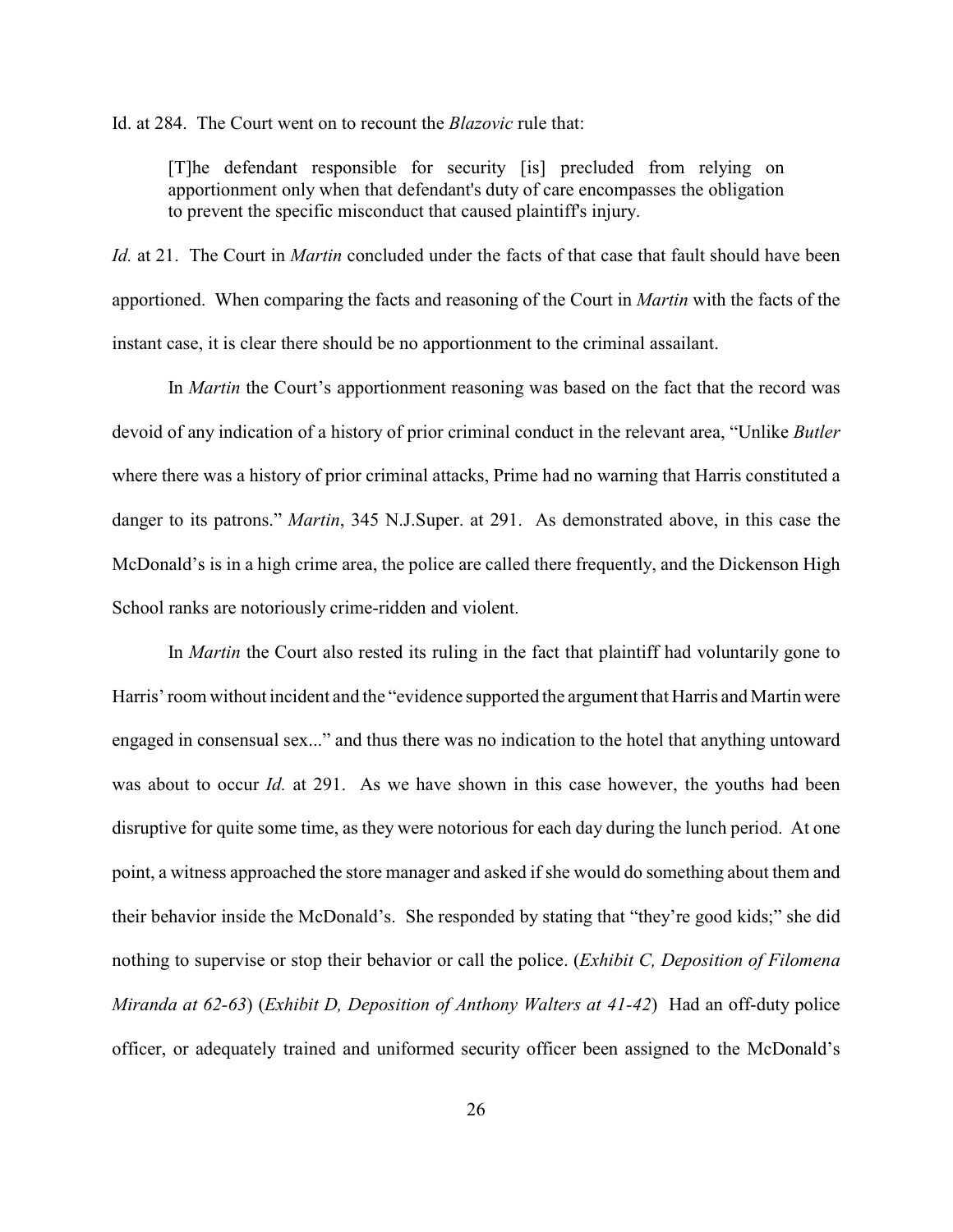Id. at 284. The Court went on to recount the *Blazovic* rule that:

> [T]he defendant responsible for security [is] precluded from relying on apportionment only when that defendant's duty of care encompasses the obligation to prevent the specific misconduct that caused plaintiff's injury.

*Id.* at 21. The Court in *Martin* concluded under the facts of that case that fault should have been apportioned. When comparing the facts and reasoning of the Court in *Martin* with the facts of the instant case, it is clear there should be no apportionment to the criminal assailant.

In *Martin* the Court's apportionment reasoning was based on the fact that the record was devoid of any indication of a history of prior criminal conduct in the relevant area, "Unlike *Butler* where there was a history of prior criminal attacks, Prime had no warning that Harris constituted a danger to its patrons." *Martin*, 345 N.J.Super. at 291. As demonstrated above, in this case the McDonald's is in a high crime area, the police are called there frequently, and the Dickenson High School ranks are notoriously crime-ridden and violent.

In *Martin* the Court also rested its ruling in the fact that plaintiff had voluntarily gone to Harris' room without incident and the "evidence supported the argument that Harris and Martin were engaged in consensual sex..." and thus there was no indication to the hotel that anything untoward was about to occur *Id.* at 291. As we have shown in this case however, the youths had been disruptive for quite some time, as they were notorious for each day during the lunch period. At one point, a witness approached the store manager and asked if she would do something about them and their behavior inside the McDonald's. She responded by stating that "they're good kids;" she did nothing to supervise or stop their behavior or call the police. (*Exhibit C, Deposition of Filomena Miranda at 62-63*) (*Exhibit D, Deposition of Anthony Walters at 41-42*) Had an off-duty police officer, or adequately trained and uniformed security officer been assigned to the McDonald's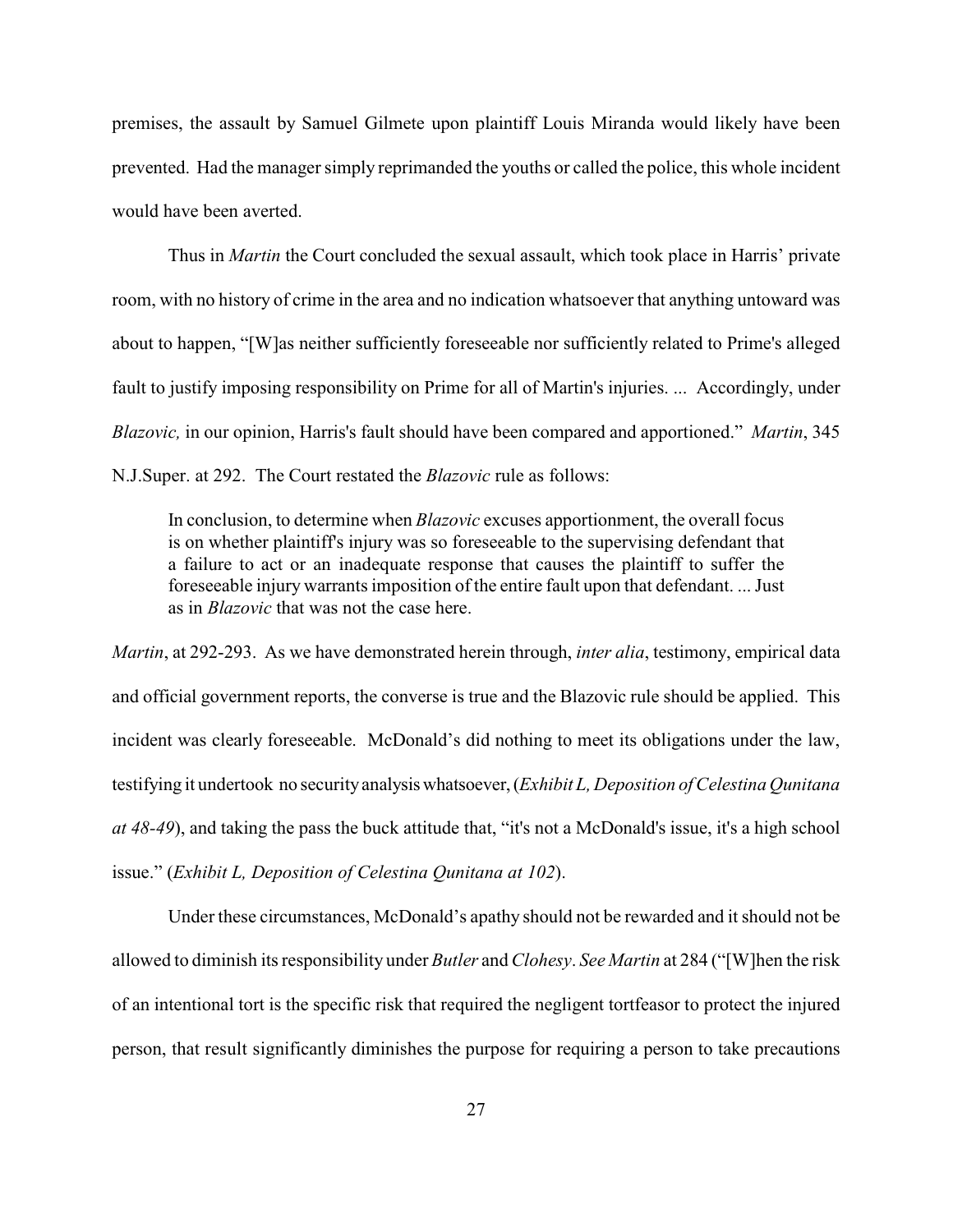premises, the assault by Samuel Gilmete upon plaintiff Louis Miranda would likely have been prevented. Had the manager simply reprimanded the youths or called the police, this whole incident would have been averted.

Thus in *Martin* the Court concluded the sexual assault, which took place in Harris' private room, with no history of crime in the area and no indication whatsoever that anything untoward was about to happen, "[W]as neither sufficiently foreseeable nor sufficiently related to Prime's alleged fault to justify imposing responsibility on Prime for all of Martin's injuries. ... Accordingly, under *Blazovic,* in our opinion, Harris's fault should have been compared and apportioned." *Martin*, 345 N.J.Super. at 292. The Court restated the *Blazovic* rule as follows:

> In conclusion, to determine when *Blazovic* excuses apportionment, the overall focus is on whether plaintiff's injury was so foreseeable to the supervising defendant that a failure to act or an inadequate response that causes the plaintiff to suffer the foreseeable injury warrants imposition of the entire fault upon that defendant. ... Just as in *Blazovic* that was not the case here.

*Martin*, at 292-293. As we have demonstrated herein through, *inter alia*, testimony, empirical data and official government reports, the converse is true and the Blazovic rule should be applied. This incident was clearly foreseeable. McDonald's did nothing to meet its obligations under the law, testifying it undertook no security analysis whatsoever, (*Exhibit L, Deposition of Celestina Qunitana at 48-49*), and taking the pass the buck attitude that, "it's not a McDonald's issue, it's a high school issue." (*Exhibit L, Deposition of Celestina Qunitana at 102*).

Under these circumstances, McDonald's apathy should not be rewarded and it should not be allowed to diminish its responsibility under *Butler* and *Clohesy*. *See Martin* at 284 ("[W]hen the risk of an intentional tort is the specific risk that required the negligent tortfeasor to protect the injured person, that result significantly diminishes the purpose for requiring a person to take precautions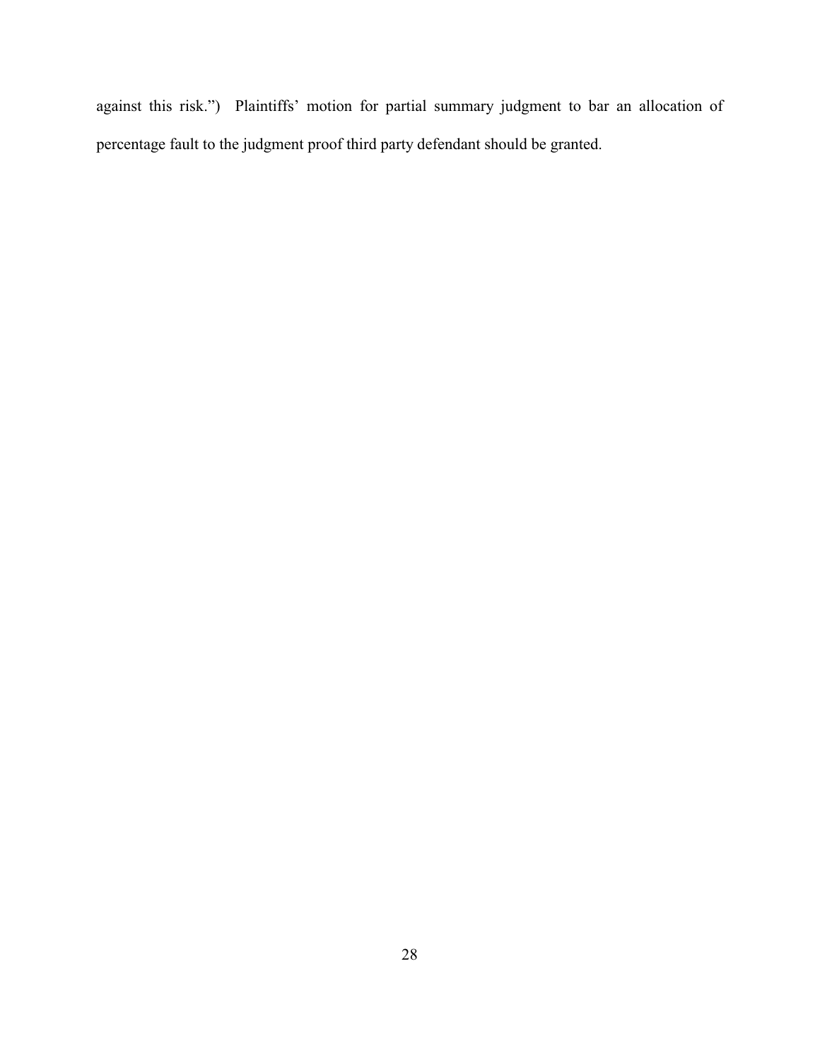against this risk.") Plaintiffs' motion for partial summary judgment to bar an allocation of percentage fault to the judgment proof third party defendant should be granted.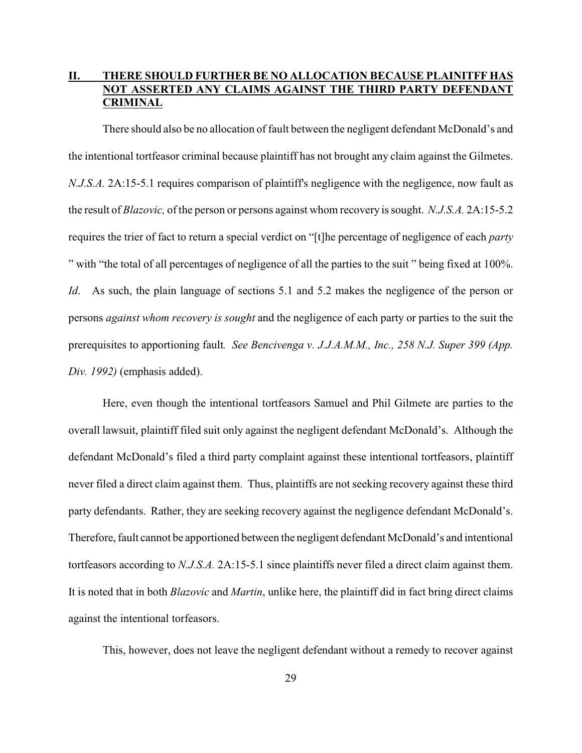## II. THERE SHOULD FURTHER BE NO ALLOCATION BECAUSE PLAINITFF HAS NOT ASSERTED ANY CLAIMS AGAINST THE THIRD PARTY DEFENDANT CRIMINAL

There should also be no allocation of fault between the negligent defendant McDonald's and the intentional tortfeasor criminal because plaintiff has not brought any claim against the Gilmetes. *N.J.S.A.* 2A:15-5.1 requires comparison of plaintiff's negligence with the negligence, now fault as the result of *Blazovic,* of the person or persons against whom recovery is sought. *N.J.S.A.* 2A:15-5.2 requires the trier of fact to return a special verdict on "[t]he percentage of negligence of each *party* " with "the total of all percentages of negligence of all the parties to the suit " being fixed at 100%. *Id*. As such, the plain language of sections 5.1 and 5.2 makes the negligence of the person or persons *against whom recovery is sought* and the negligence of each party or parties to the suit the prerequisites to apportioning fault*. See Bencivenga v. J.J.A.M.M., Inc., 258 N.J. Super 399 (App. Div. 1992)* (emphasis added).

Here, even though the intentional tortfeasors Samuel and Phil Gilmete are parties to the overall lawsuit, plaintiff filed suit only against the negligent defendant McDonald's. Although the defendant McDonald's filed a third party complaint against these intentional tortfeasors, plaintiff never filed a direct claim against them. Thus, plaintiffs are not seeking recovery against these third party defendants. Rather, they are seeking recovery against the negligence defendant McDonald's. Therefore, fault cannot be apportioned between the negligent defendant McDonald's and intentional tortfeasors according to *N.J.S.A.* 2A:15-5.1 since plaintiffs never filed a direct claim against them. It is noted that in both *Blazovic* and *Martin*, unlike here, the plaintiff did in fact bring direct claims against the intentional torfeasors.

This, however, does not leave the negligent defendant without a remedy to recover against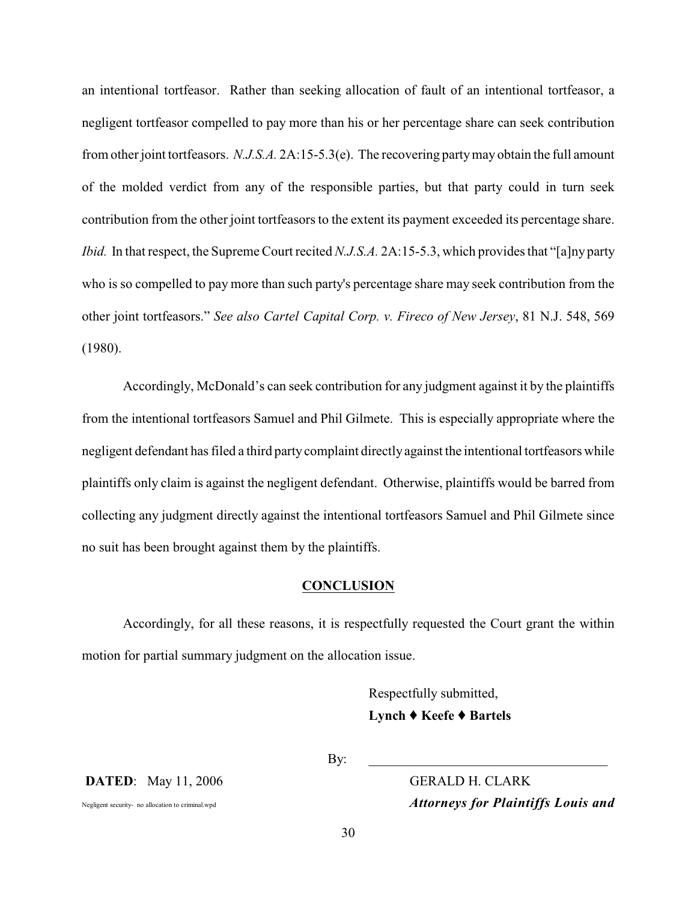an intentional tortfeasor. Rather than seeking allocation of fault of an intentional tortfeasor, a negligent tortfeasor compelled to pay more than his or her percentage share can seek contribution from other joint tortfeasors. *N.J.S.A.* 2A:15-5.3(e). The recovering party may obtain the full amount of the molded verdict from any of the responsible parties, but that party could in turn seek contribution from the other joint tortfeasors to the extent its payment exceeded its percentage share. *Ibid.* In that respect, the Supreme Court recited *N.J.S.A.* 2A:15-5.3, which provides that "[a]ny party who is so compelled to pay more than such party's percentage share may seek contribution from the other joint tortfeasors." *See also Cartel Capital Corp. v. Fireco of New Jersey*, 81 N.J. 548, 569 (1980).

Accordingly, McDonald's can seek contribution for any judgment against it by the plaintiffs from the intentional tortfeasors Samuel and Phil Gilmete. This is especially appropriate where the negligent defendant has filed a third party complaint directly against the intentional tortfeasors while plaintiffs only claim is against the negligent defendant. Otherwise, plaintiffs would be barred from collecting any judgment directly against the intentional tortfeasors Samuel and Phil Gilmete since no suit has been brought against them by the plaintiffs.

## CONCLUSION

Accordingly, for all these reasons, it is respectfully requested the Court grant the within motion for partial summary judgment on the allocation issue.

Respectfully submitted,
**Lynch ♦ Keefe ♦ Bartels**

By: ___________________________________

**DATED**: May 11, 2006

GERALD H. CLARK
***Attorneys for Plaintiffs Louis and***

Negligent security- no allocation to criminal.wpd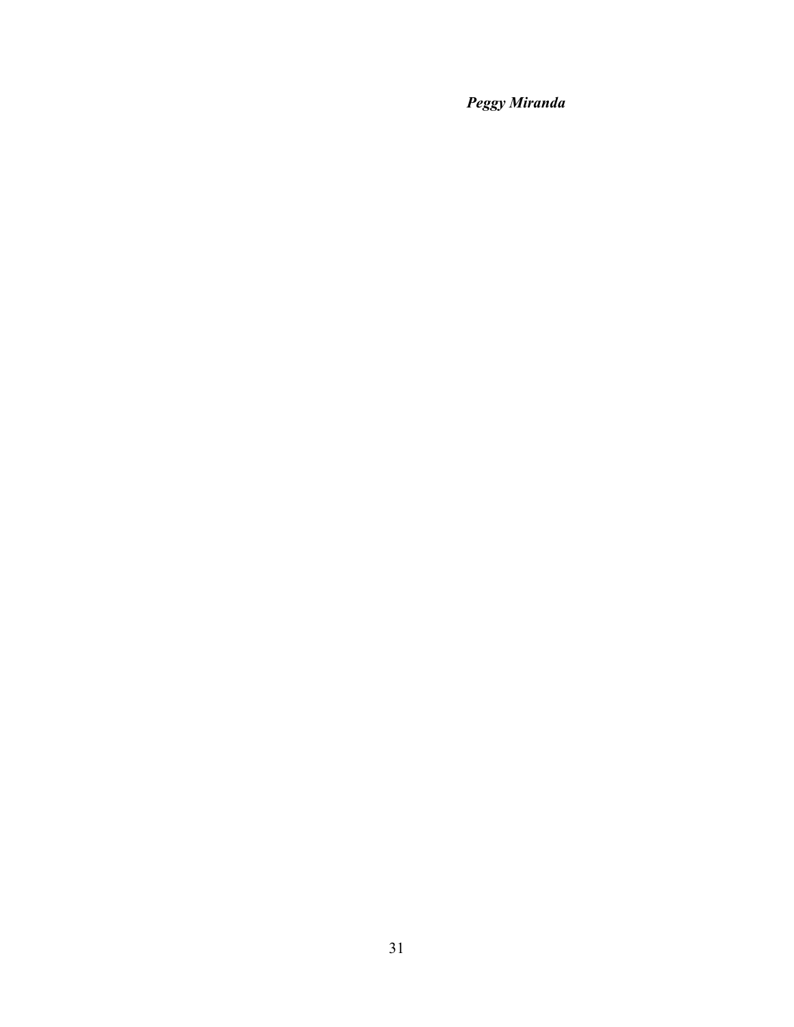***Peggy Miranda***